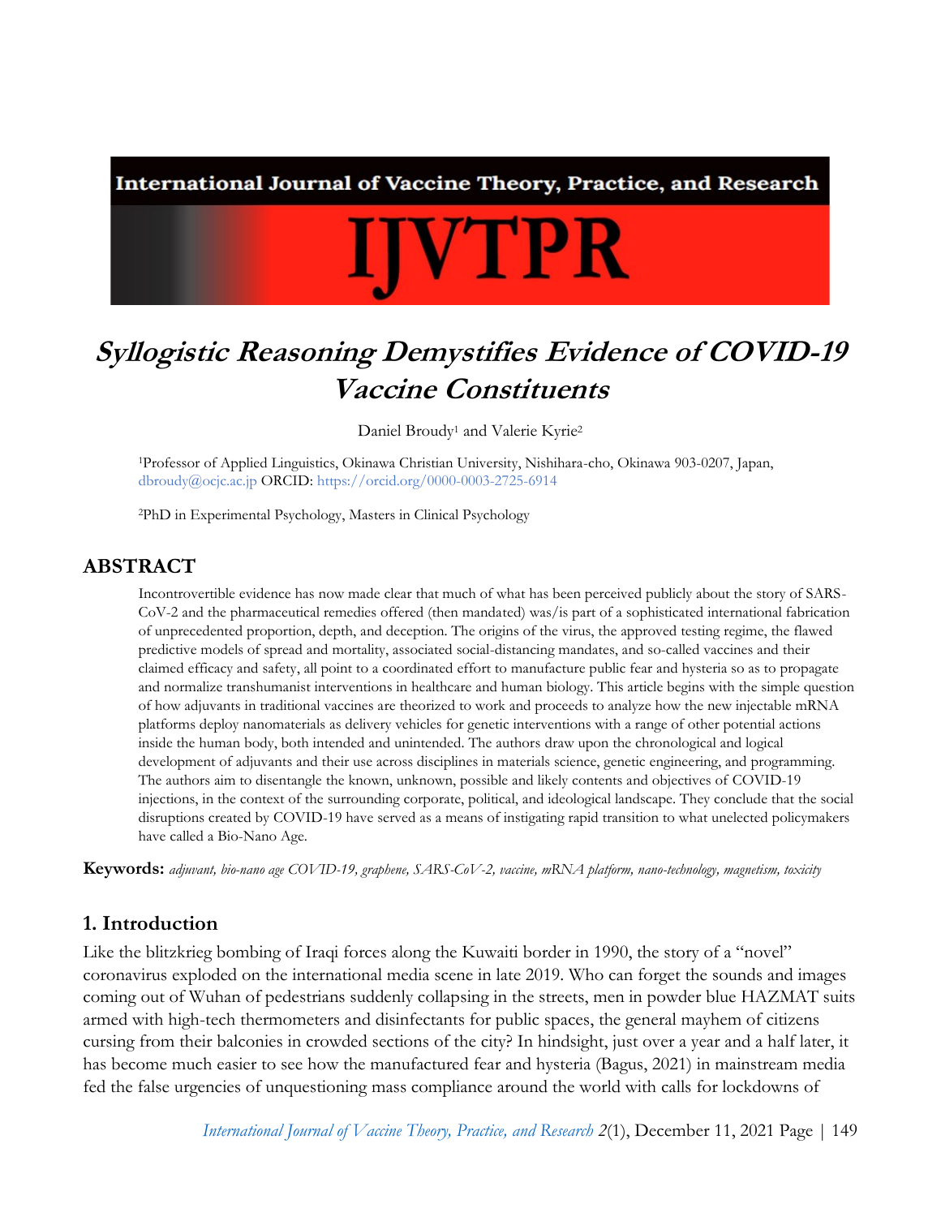International Journal of Vaccine Theory, Practice, and Research

IJVTPR

# *Syllogistic Reasoning Demystifies Evidence of COVID-19 Vaccine Constituents*

Daniel Broudy[1] and Valerie Kyrie[2]

[1]Professor of Applied Linguistics, Okinawa Christian University, Nishihara-cho, Okinawa 903-0207, Japan, dbroudy@ocjc.ac.jp ORCID: https://orcid.org/0000-0003-2725-6914

[2]PhD in Experimental Psychology, Masters in Clinical Psychology

## ABSTRACT

Incontrovertible evidence has now made clear that much of what has been perceived publicly about the story of SARS-CoV-2 and the pharmaceutical remedies offered (then mandated) was/is part of a sophisticated international fabrication of unprecedented proportion, depth, and deception. The origins of the virus, the approved testing regime, the flawed predictive models of spread and mortality, associated social-distancing mandates, and so-called vaccines and their claimed efficacy and safety, all point to a coordinated effort to manufacture public fear and hysteria so as to propagate and normalize transhumanist interventions in healthcare and human biology. This article begins with the simple question of how adjuvants in traditional vaccines are theorized to work and proceeds to analyze how the new injectable mRNA platforms deploy nanomaterials as delivery vehicles for genetic interventions with a range of other potential actions inside the human body, both intended and unintended. The authors draw upon the chronological and logical development of adjuvants and their use across disciplines in materials science, genetic engineering, and programming. The authors aim to disentangle the known, unknown, possible and likely contents and objectives of COVID-19 injections, in the context of the surrounding corporate, political, and ideological landscape. They conclude that the social disruptions created by COVID-19 have served as a means of instigating rapid transition to what unelected policymakers have called a Bio-Nano Age.

**Keywords:** *adjuvant, bio-nano age COVID-19, graphene, SARS-CoV-2, vaccine, mRNA platform, nano-technology, magnetism, toxicity*

## 1. Introduction

Like the blitzkrieg bombing of Iraqi forces along the Kuwaiti border in 1990, the story of a "novel" coronavirus exploded on the international media scene in late 2019. Who can forget the sounds and images coming out of Wuhan of pedestrians suddenly collapsing in the streets, men in powder blue HAZMAT suits armed with high-tech thermometers and disinfectants for public spaces, the general mayhem of citizens cursing from their balconies in crowded sections of the city? In hindsight, just over a year and a half later, it has become much easier to see how the manufactured fear and hysteria (Bagus, 2021) in mainstream media fed the false urgencies of unquestioning mass compliance around the world with calls for lockdowns of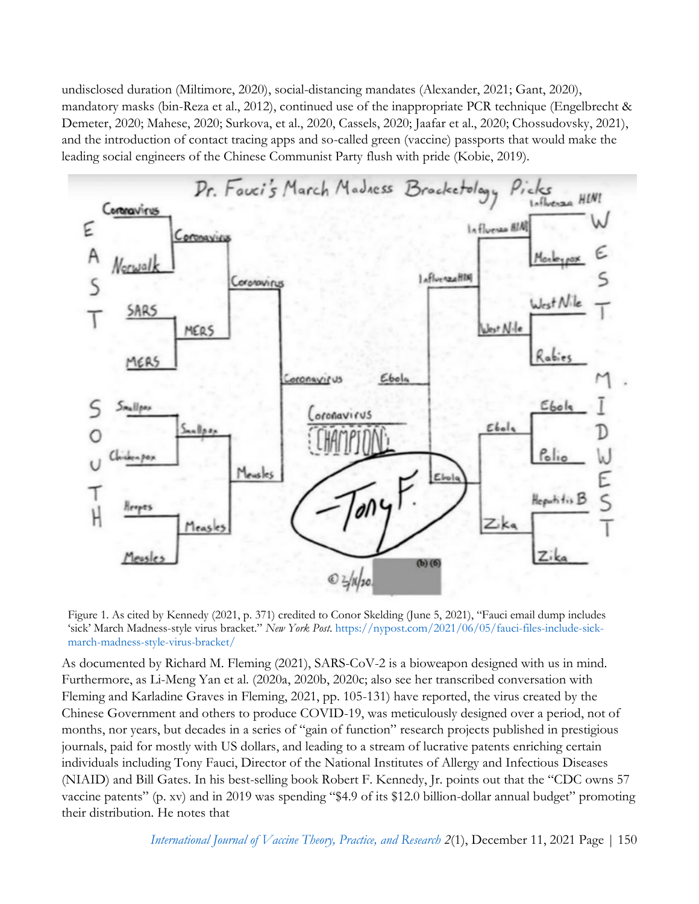undisclosed duration (Miltimore, 2020), social-distancing mandates (Alexander, 2021; Gant, 2020), mandatory masks (bin-Reza et al., 2012), continued use of the inappropriate PCR technique (Engelbrecht & Demeter, 2020; Mahese, 2020; Surkova, et al., 2020, Cassels, 2020; Jaafar et al., 2020; Chossudovsky, 2021), and the introduction of contact tracing apps and so-called green (vaccine) passports that would make the leading social engineers of the Chinese Communist Party flush with pride (Kobie, 2019).

Figure 1. As cited by Kennedy (2021, p. 371) credited to Conor Skelding (June 5, 2021), "Fauci email dump includes 'sick' March Madness-style virus bracket." *New York Post.* https://nypost.com/2021/06/05/fauci-files-include-sick-march-madness-style-virus-bracket/

As documented by Richard M. Fleming (2021), SARS-CoV-2 is a bioweapon designed with us in mind. Furthermore, as Li-Meng Yan et al. (2020a, 2020b, 2020c; also see her transcribed conversation with Fleming and Karladine Graves in Fleming, 2021, pp. 105-131) have reported, the virus created by the Chinese Government and others to produce COVID-19, was meticulously designed over a period, not of months, nor years, but decades in a series of "gain of function" research projects published in prestigious journals, paid for mostly with US dollars, and leading to a stream of lucrative patents enriching certain individuals including Tony Fauci, Director of the National Institutes of Allergy and Infectious Diseases (NIAID) and Bill Gates. In his best-selling book Robert F. Kennedy, Jr. points out that the "CDC owns 57 vaccine patents" (p. xv) and in 2019 was spending "$4.9 of its $12.0 billion-dollar annual budget" promoting their distribution. He notes that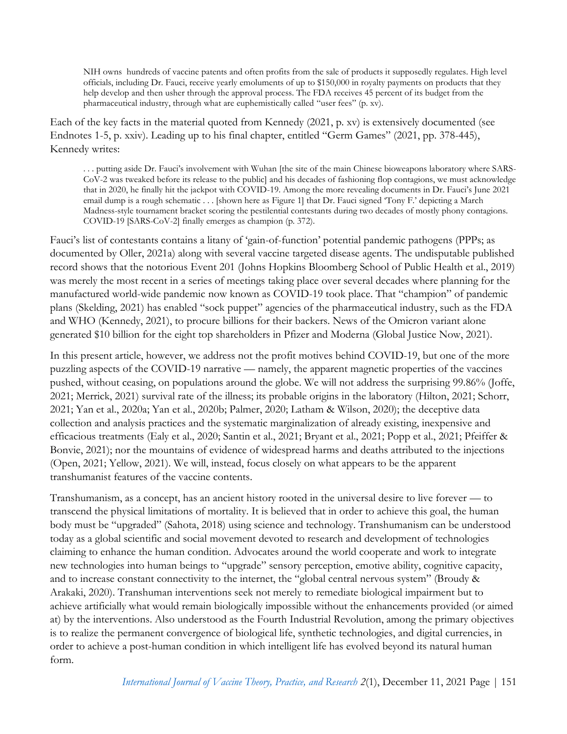> NIH owns hundreds of vaccine patents and often profits from the sale of products it supposedly regulates. High level officials, including Dr. Fauci, receive yearly emoluments of up to $150,000 in royalty payments on products that they help develop and then usher through the approval process. The FDA receives 45 percent of its budget from the pharmaceutical industry, through what are euphemistically called "user fees" (p. xv).

Each of the key facts in the material quoted from Kennedy (2021, p. xv) is extensively documented (see Endnotes 1-5, p. xxiv). Leading up to his final chapter, entitled "Germ Games" (2021, pp. 378-445), Kennedy writes:

> . . . putting aside Dr. Fauci's involvement with Wuhan [the site of the main Chinese bioweapons laboratory where SARS-CoV-2 was tweaked before its release to the public] and his decades of fashioning flop contagions, we must acknowledge that in 2020, he finally hit the jackpot with COVID-19. Among the more revealing documents in Dr. Fauci's June 2021 email dump is a rough schematic . . . [shown here as Figure 1] that Dr. Fauci signed 'Tony F.' depicting a March Madness-style tournament bracket scoring the pestilential contestants during two decades of mostly phony contagions. COVID-19 [SARS-CoV-2] finally emerges as champion (p. 372).

Fauci's list of contestants contains a litany of 'gain-of-function' potential pandemic pathogens (PPPs; as documented by Oller, 2021a) along with several vaccine targeted disease agents. The undisputable published record shows that the notorious Event 201 (Johns Hopkins Bloomberg School of Public Health et al., 2019) was merely the most recent in a series of meetings taking place over several decades where planning for the manufactured world-wide pandemic now known as COVID-19 took place. That "champion" of pandemic plans (Skelding, 2021) has enabled "sock puppet" agencies of the pharmaceutical industry, such as the FDA and WHO (Kennedy, 2021), to procure billions for their backers. News of the Omicron variant alone generated $10 billion for the eight top shareholders in Pfizer and Moderna (Global Justice Now, 2021).

In this present article, however, we address not the profit motives behind COVID-19, but one of the more puzzling aspects of the COVID-19 narrative — namely, the apparent magnetic properties of the vaccines pushed, without ceasing, on populations around the globe. We will not address the surprising 99.86% (Joffe, 2021; Merrick, 2021) survival rate of the illness; its probable origins in the laboratory (Hilton, 2021; Schorr, 2021; Yan et al., 2020a; Yan et al., 2020b; Palmer, 2020; Latham & Wilson, 2020); the deceptive data collection and analysis practices and the systematic marginalization of already existing, inexpensive and efficacious treatments (Ealy et al., 2020; Santin et al., 2021; Bryant et al., 2021; Popp et al., 2021; Pfeiffer & Bonvie, 2021); nor the mountains of evidence of widespread harms and deaths attributed to the injections (Open, 2021; Yellow, 2021). We will, instead, focus closely on what appears to be the apparent transhumanist features of the vaccine contents.

Transhumanism, as a concept, has an ancient history rooted in the universal desire to live forever — to transcend the physical limitations of mortality. It is believed that in order to achieve this goal, the human body must be "upgraded" (Sahota, 2018) using science and technology. Transhumanism can be understood today as a global scientific and social movement devoted to research and development of technologies claiming to enhance the human condition. Advocates around the world cooperate and work to integrate new technologies into human beings to "upgrade" sensory perception, emotive ability, cognitive capacity, and to increase constant connectivity to the internet, the "global central nervous system" (Broudy & Arakaki, 2020). Transhuman interventions seek not merely to remediate biological impairment but to achieve artificially what would remain biologically impossible without the enhancements provided (or aimed at) by the interventions. Also understood as the Fourth Industrial Revolution, among the primary objectives is to realize the permanent convergence of biological life, synthetic technologies, and digital currencies, in order to achieve a post-human condition in which intelligent life has evolved beyond its natural human form.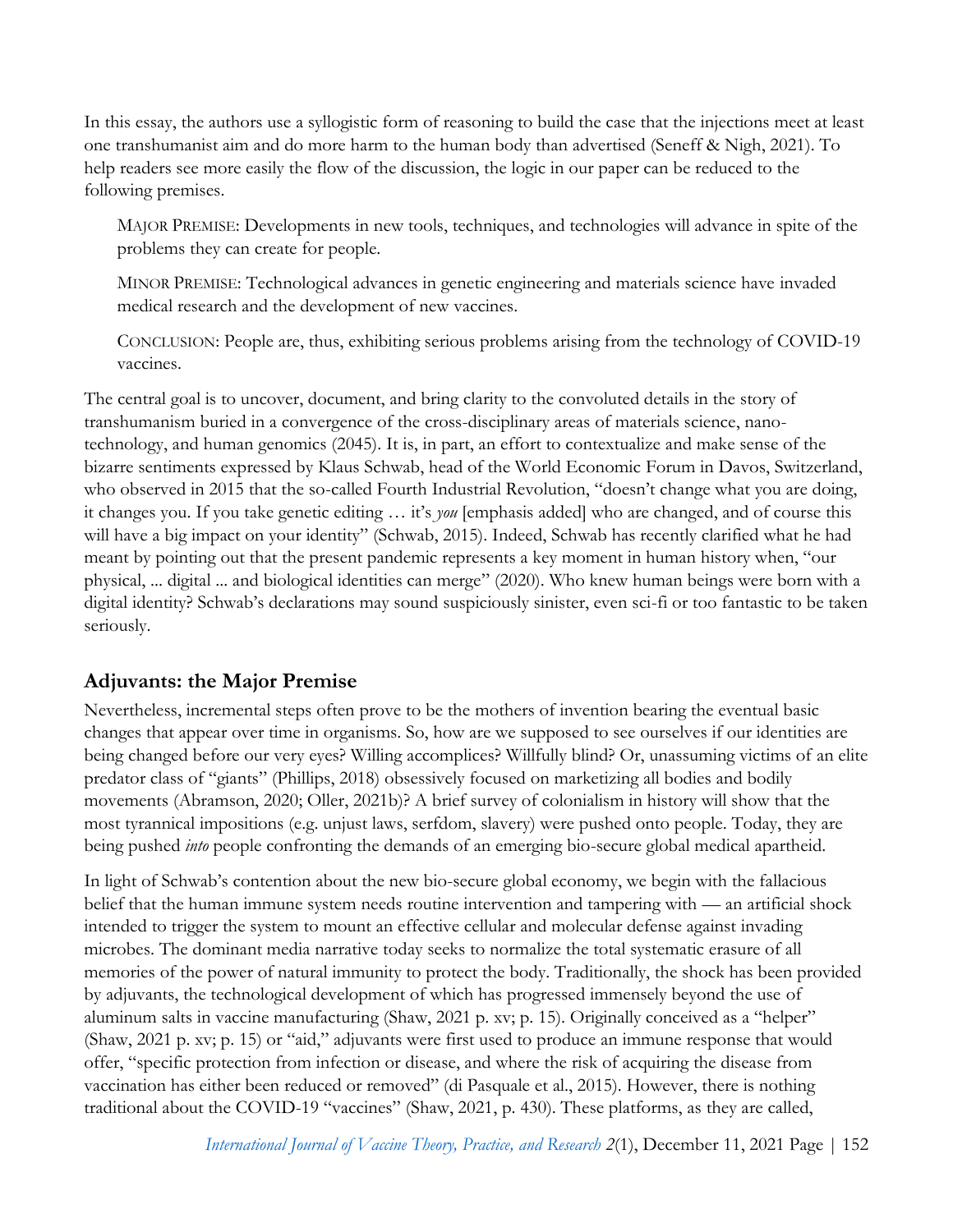In this essay, the authors use a syllogistic form of reasoning to build the case that the injections meet at least one transhumanist aim and do more harm to the human body than advertised (Seneff & Nigh, 2021). To help readers see more easily the flow of the discussion, the logic in our paper can be reduced to the following premises.

> MAJOR PREMISE: Developments in new tools, techniques, and technologies will advance in spite of the problems they can create for people.
>
> MINOR PREMISE: Technological advances in genetic engineering and materials science have invaded medical research and the development of new vaccines.
>
> CONCLUSION: People are, thus, exhibiting serious problems arising from the technology of COVID-19 vaccines.

The central goal is to uncover, document, and bring clarity to the convoluted details in the story of transhumanism buried in a convergence of the cross-disciplinary areas of materials science, nano-technology, and human genomics (2045). It is, in part, an effort to contextualize and make sense of the bizarre sentiments expressed by Klaus Schwab, head of the World Economic Forum in Davos, Switzerland, who observed in 2015 that the so-called Fourth Industrial Revolution, "doesn't change what you are doing, it changes you. If you take genetic editing … it's *you* [emphasis added] who are changed, and of course this will have a big impact on your identity" (Schwab, 2015). Indeed, Schwab has recently clarified what he had meant by pointing out that the present pandemic represents a key moment in human history when, "our physical, ... digital ... and biological identities can merge" (2020). Who knew human beings were born with a digital identity? Schwab's declarations may sound suspiciously sinister, even sci-fi or too fantastic to be taken seriously.

## Adjuvants: the Major Premise

Nevertheless, incremental steps often prove to be the mothers of invention bearing the eventual basic changes that appear over time in organisms. So, how are we supposed to see ourselves if our identities are being changed before our very eyes? Willing accomplices? Willfully blind? Or, unassuming victims of an elite predator class of "giants" (Phillips, 2018) obsessively focused on marketizing all bodies and bodily movements (Abramson, 2020; Oller, 2021b)? A brief survey of colonialism in history will show that the most tyrannical impositions (e.g. unjust laws, serfdom, slavery) were pushed onto people. Today, they are being pushed *into* people confronting the demands of an emerging bio-secure global medical apartheid.

In light of Schwab's contention about the new bio-secure global economy, we begin with the fallacious belief that the human immune system needs routine intervention and tampering with — an artificial shock intended to trigger the system to mount an effective cellular and molecular defense against invading microbes. The dominant media narrative today seeks to normalize the total systematic erasure of all memories of the power of natural immunity to protect the body. Traditionally, the shock has been provided by adjuvants, the technological development of which has progressed immensely beyond the use of aluminum salts in vaccine manufacturing (Shaw, 2021 p. xv; p. 15). Originally conceived as a "helper" (Shaw, 2021 p. xv; p. 15) or "aid," adjuvants were first used to produce an immune response that would offer, "specific protection from infection or disease, and where the risk of acquiring the disease from vaccination has either been reduced or removed" (di Pasquale et al., 2015). However, there is nothing traditional about the COVID-19 "vaccines" (Shaw, 2021, p. 430). These platforms, as they are called,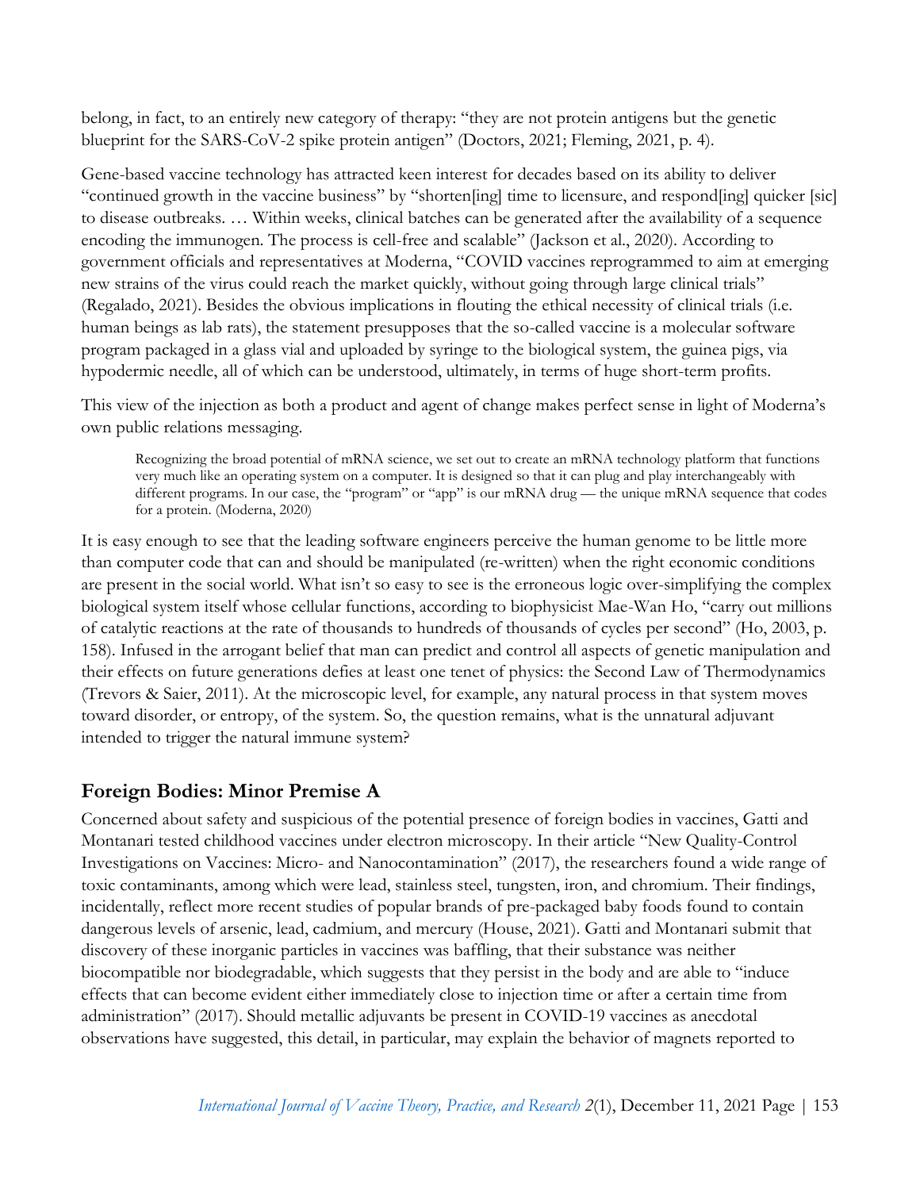belong, in fact, to an entirely new category of therapy: "they are not protein antigens but the genetic blueprint for the SARS-CoV-2 spike protein antigen" (Doctors, 2021; Fleming, 2021, p. 4).

Gene-based vaccine technology has attracted keen interest for decades based on its ability to deliver "continued growth in the vaccine business" by "shorten[ing] time to licensure, and respond[ing] quicker [sic] to disease outbreaks. … Within weeks, clinical batches can be generated after the availability of a sequence encoding the immunogen. The process is cell-free and scalable" (Jackson et al., 2020). According to government officials and representatives at Moderna, "COVID vaccines reprogrammed to aim at emerging new strains of the virus could reach the market quickly, without going through large clinical trials" (Regalado, 2021). Besides the obvious implications in flouting the ethical necessity of clinical trials (i.e. human beings as lab rats), the statement presupposes that the so-called vaccine is a molecular software program packaged in a glass vial and uploaded by syringe to the biological system, the guinea pigs, via hypodermic needle, all of which can be understood, ultimately, in terms of huge short-term profits.

This view of the injection as both a product and agent of change makes perfect sense in light of Moderna's own public relations messaging.

> Recognizing the broad potential of mRNA science, we set out to create an mRNA technology platform that functions very much like an operating system on a computer. It is designed so that it can plug and play interchangeably with different programs. In our case, the "program" or "app" is our mRNA drug — the unique mRNA sequence that codes for a protein. (Moderna, 2020)

It is easy enough to see that the leading software engineers perceive the human genome to be little more than computer code that can and should be manipulated (re-written) when the right economic conditions are present in the social world. What isn't so easy to see is the erroneous logic over-simplifying the complex biological system itself whose cellular functions, according to biophysicist Mae-Wan Ho, "carry out millions of catalytic reactions at the rate of thousands to hundreds of thousands of cycles per second" (Ho, 2003, p. 158). Infused in the arrogant belief that man can predict and control all aspects of genetic manipulation and their effects on future generations defies at least one tenet of physics: the Second Law of Thermodynamics (Trevors & Saier, 2011). At the microscopic level, for example, any natural process in that system moves toward disorder, or entropy, of the system. So, the question remains, what is the unnatural adjuvant intended to trigger the natural immune system?

## Foreign Bodies: Minor Premise A

Concerned about safety and suspicious of the potential presence of foreign bodies in vaccines, Gatti and Montanari tested childhood vaccines under electron microscopy. In their article "New Quality-Control Investigations on Vaccines: Micro- and Nanocontamination" (2017), the researchers found a wide range of toxic contaminants, among which were lead, stainless steel, tungsten, iron, and chromium. Their findings, incidentally, reflect more recent studies of popular brands of pre-packaged baby foods found to contain dangerous levels of arsenic, lead, cadmium, and mercury (House, 2021). Gatti and Montanari submit that discovery of these inorganic particles in vaccines was baffling, that their substance was neither biocompatible nor biodegradable, which suggests that they persist in the body and are able to "induce effects that can become evident either immediately close to injection time or after a certain time from administration" (2017). Should metallic adjuvants be present in COVID-19 vaccines as anecdotal observations have suggested, this detail, in particular, may explain the behavior of magnets reported to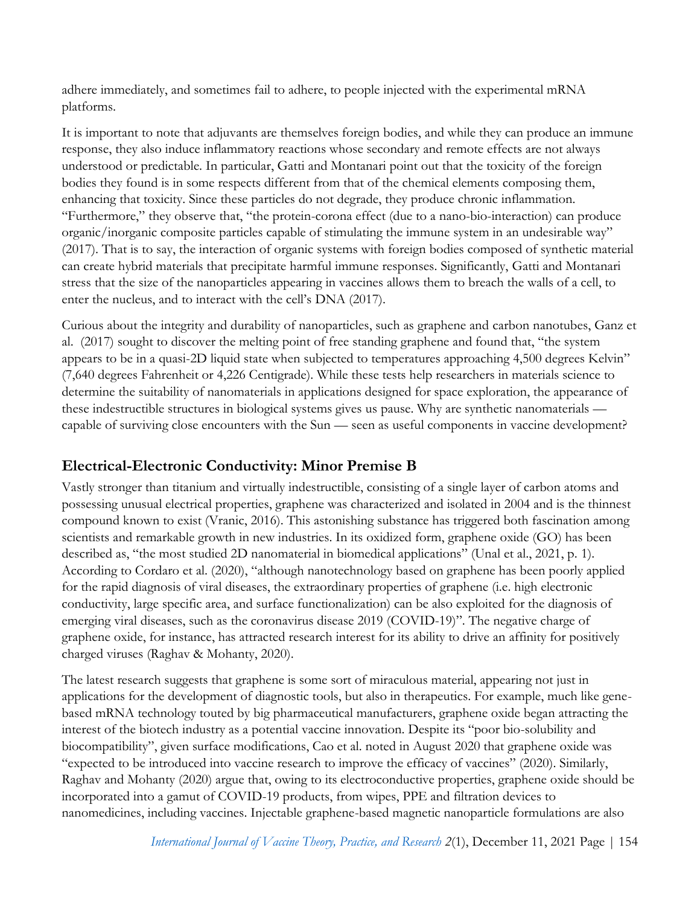adhere immediately, and sometimes fail to adhere, to people injected with the experimental mRNA platforms.

It is important to note that adjuvants are themselves foreign bodies, and while they can produce an immune response, they also induce inflammatory reactions whose secondary and remote effects are not always understood or predictable. In particular, Gatti and Montanari point out that the toxicity of the foreign bodies they found is in some respects different from that of the chemical elements composing them, enhancing that toxicity. Since these particles do not degrade, they produce chronic inflammation. "Furthermore," they observe that, "the protein-corona effect (due to a nano-bio-interaction) can produce organic/inorganic composite particles capable of stimulating the immune system in an undesirable way" (2017). That is to say, the interaction of organic systems with foreign bodies composed of synthetic material can create hybrid materials that precipitate harmful immune responses. Significantly, Gatti and Montanari stress that the size of the nanoparticles appearing in vaccines allows them to breach the walls of a cell, to enter the nucleus, and to interact with the cell's DNA (2017).

Curious about the integrity and durability of nanoparticles, such as graphene and carbon nanotubes, Ganz et al. (2017) sought to discover the melting point of free standing graphene and found that, "the system appears to be in a quasi-2D liquid state when subjected to temperatures approaching 4,500 degrees Kelvin" (7,640 degrees Fahrenheit or 4,226 Centigrade). While these tests help researchers in materials science to determine the suitability of nanomaterials in applications designed for space exploration, the appearance of these indestructible structures in biological systems gives us pause. Why are synthetic nanomaterials — capable of surviving close encounters with the Sun — seen as useful components in vaccine development?

## Electrical-Electronic Conductivity: Minor Premise B

Vastly stronger than titanium and virtually indestructible, consisting of a single layer of carbon atoms and possessing unusual electrical properties, graphene was characterized and isolated in 2004 and is the thinnest compound known to exist (Vranic, 2016). This astonishing substance has triggered both fascination among scientists and remarkable growth in new industries. In its oxidized form, graphene oxide (GO) has been described as, "the most studied 2D nanomaterial in biomedical applications" (Unal et al., 2021, p. 1). According to Cordaro et al. (2020), "although nanotechnology based on graphene has been poorly applied for the rapid diagnosis of viral diseases, the extraordinary properties of graphene (i.e. high electronic conductivity, large specific area, and surface functionalization) can be also exploited for the diagnosis of emerging viral diseases, such as the coronavirus disease 2019 (COVID-19)". The negative charge of graphene oxide, for instance, has attracted research interest for its ability to drive an affinity for positively charged viruses (Raghav & Mohanty, 2020).

The latest research suggests that graphene is some sort of miraculous material, appearing not just in applications for the development of diagnostic tools, but also in therapeutics. For example, much like gene-based mRNA technology touted by big pharmaceutical manufacturers, graphene oxide began attracting the interest of the biotech industry as a potential vaccine innovation. Despite its "poor bio-solubility and biocompatibility", given surface modifications, Cao et al. noted in August 2020 that graphene oxide was "expected to be introduced into vaccine research to improve the efficacy of vaccines" (2020). Similarly, Raghav and Mohanty (2020) argue that, owing to its electroconductive properties, graphene oxide should be incorporated into a gamut of COVID-19 products, from wipes, PPE and filtration devices to nanomedicines, including vaccines. Injectable graphene-based magnetic nanoparticle formulations are also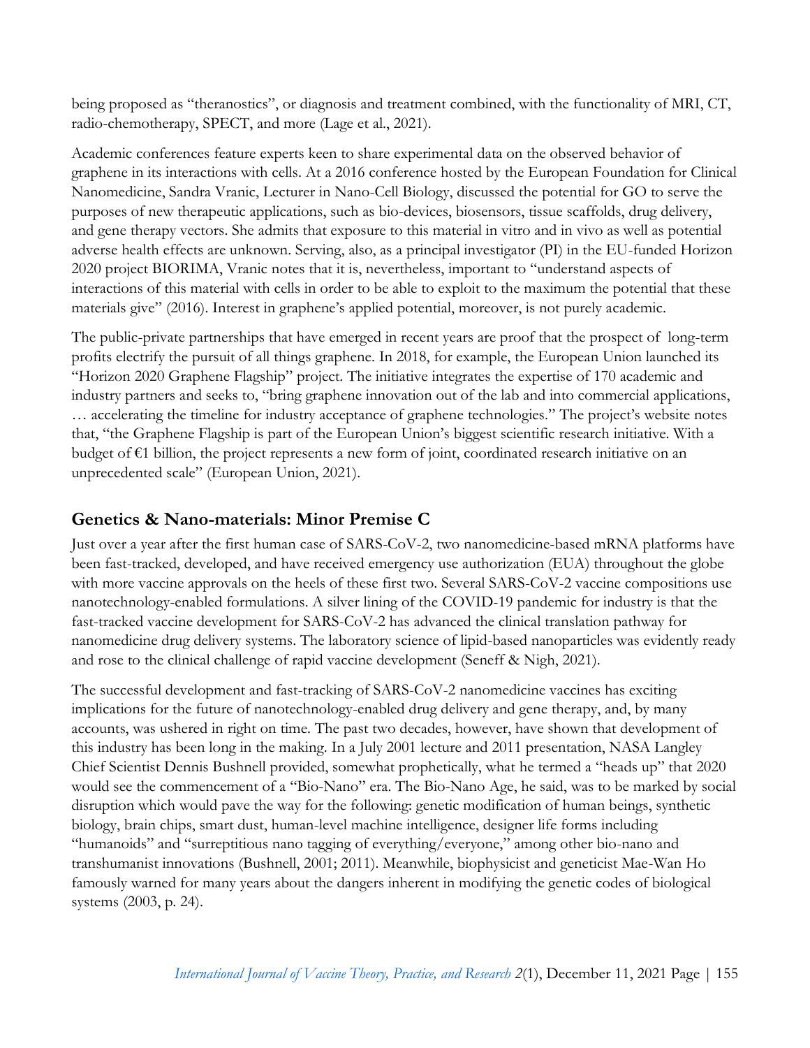being proposed as "theranostics", or diagnosis and treatment combined, with the functionality of MRI, CT, radio-chemotherapy, SPECT, and more (Lage et al., 2021).

Academic conferences feature experts keen to share experimental data on the observed behavior of graphene in its interactions with cells. At a 2016 conference hosted by the European Foundation for Clinical Nanomedicine, Sandra Vranic, Lecturer in Nano-Cell Biology, discussed the potential for GO to serve the purposes of new therapeutic applications, such as bio-devices, biosensors, tissue scaffolds, drug delivery, and gene therapy vectors. She admits that exposure to this material in vitro and in vivo as well as potential adverse health effects are unknown. Serving, also, as a principal investigator (PI) in the EU-funded Horizon 2020 project BIORIMA, Vranic notes that it is, nevertheless, important to "understand aspects of interactions of this material with cells in order to be able to exploit to the maximum the potential that these materials give" (2016). Interest in graphene's applied potential, moreover, is not purely academic.

The public-private partnerships that have emerged in recent years are proof that the prospect of long-term profits electrify the pursuit of all things graphene. In 2018, for example, the European Union launched its "Horizon 2020 Graphene Flagship" project. The initiative integrates the expertise of 170 academic and industry partners and seeks to, "bring graphene innovation out of the lab and into commercial applications, … accelerating the timeline for industry acceptance of graphene technologies." The project's website notes that, "the Graphene Flagship is part of the European Union's biggest scientific research initiative. With a budget of €1 billion, the project represents a new form of joint, coordinated research initiative on an unprecedented scale" (European Union, 2021).

## Genetics & Nano-materials: Minor Premise C

Just over a year after the first human case of SARS-CoV-2, two nanomedicine-based mRNA platforms have been fast-tracked, developed, and have received emergency use authorization (EUA) throughout the globe with more vaccine approvals on the heels of these first two. Several SARS-CoV-2 vaccine compositions use nanotechnology-enabled formulations. A silver lining of the COVID-19 pandemic for industry is that the fast-tracked vaccine development for SARS-CoV-2 has advanced the clinical translation pathway for nanomedicine drug delivery systems. The laboratory science of lipid-based nanoparticles was evidently ready and rose to the clinical challenge of rapid vaccine development (Seneff & Nigh, 2021).

The successful development and fast-tracking of SARS-CoV-2 nanomedicine vaccines has exciting implications for the future of nanotechnology-enabled drug delivery and gene therapy, and, by many accounts, was ushered in right on time. The past two decades, however, have shown that development of this industry has been long in the making. In a July 2001 lecture and 2011 presentation, NASA Langley Chief Scientist Dennis Bushnell provided, somewhat prophetically, what he termed a "heads up" that 2020 would see the commencement of a "Bio-Nano" era. The Bio-Nano Age, he said, was to be marked by social disruption which would pave the way for the following: genetic modification of human beings, synthetic biology, brain chips, smart dust, human-level machine intelligence, designer life forms including "humanoids" and "surreptitious nano tagging of everything/everyone," among other bio-nano and transhumanist innovations (Bushnell, 2001; 2011). Meanwhile, biophysicist and geneticist Mae-Wan Ho famously warned for many years about the dangers inherent in modifying the genetic codes of biological systems (2003, p. 24).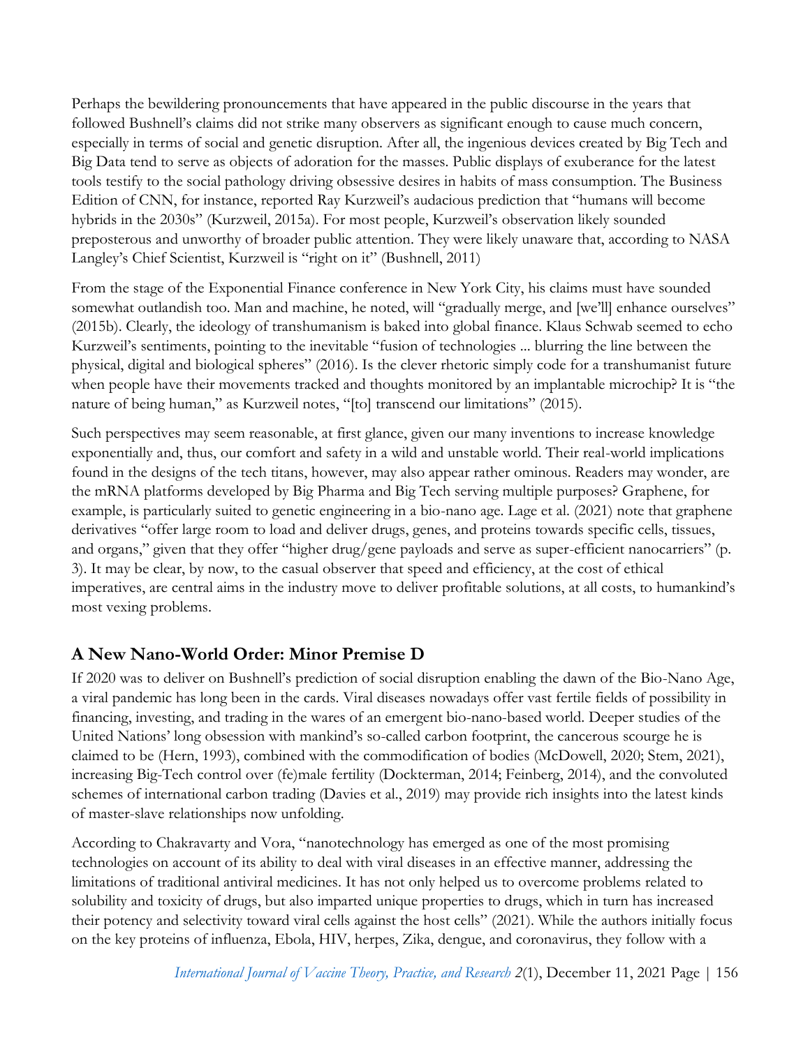Perhaps the bewildering pronouncements that have appeared in the public discourse in the years that followed Bushnell's claims did not strike many observers as significant enough to cause much concern, especially in terms of social and genetic disruption. After all, the ingenious devices created by Big Tech and Big Data tend to serve as objects of adoration for the masses. Public displays of exuberance for the latest tools testify to the social pathology driving obsessive desires in habits of mass consumption. The Business Edition of CNN, for instance, reported Ray Kurzweil's audacious prediction that "humans will become hybrids in the 2030s" (Kurzweil, 2015a). For most people, Kurzweil's observation likely sounded preposterous and unworthy of broader public attention. They were likely unaware that, according to NASA Langley's Chief Scientist, Kurzweil is "right on it" (Bushnell, 2011)

From the stage of the Exponential Finance conference in New York City, his claims must have sounded somewhat outlandish too. Man and machine, he noted, will "gradually merge, and [we'll] enhance ourselves" (2015b). Clearly, the ideology of transhumanism is baked into global finance. Klaus Schwab seemed to echo Kurzweil's sentiments, pointing to the inevitable "fusion of technologies ... blurring the line between the physical, digital and biological spheres" (2016). Is the clever rhetoric simply code for a transhumanist future when people have their movements tracked and thoughts monitored by an implantable microchip? It is "the nature of being human," as Kurzweil notes, "[to] transcend our limitations" (2015).

Such perspectives may seem reasonable, at first glance, given our many inventions to increase knowledge exponentially and, thus, our comfort and safety in a wild and unstable world. Their real-world implications found in the designs of the tech titans, however, may also appear rather ominous. Readers may wonder, are the mRNA platforms developed by Big Pharma and Big Tech serving multiple purposes? Graphene, for example, is particularly suited to genetic engineering in a bio-nano age. Lage et al. (2021) note that graphene derivatives "offer large room to load and deliver drugs, genes, and proteins towards specific cells, tissues, and organs," given that they offer "higher drug/gene payloads and serve as super-efficient nanocarriers" (p. 3). It may be clear, by now, to the casual observer that speed and efficiency, at the cost of ethical imperatives, are central aims in the industry move to deliver profitable solutions, at all costs, to humankind's most vexing problems.

## A New Nano-World Order: Minor Premise D

If 2020 was to deliver on Bushnell's prediction of social disruption enabling the dawn of the Bio-Nano Age, a viral pandemic has long been in the cards. Viral diseases nowadays offer vast fertile fields of possibility in financing, investing, and trading in the wares of an emergent bio-nano-based world. Deeper studies of the United Nations' long obsession with mankind's so-called carbon footprint, the cancerous scourge he is claimed to be (Hern, 1993), combined with the commodification of bodies (McDowell, 2020; Stem, 2021), increasing Big-Tech control over (fe)male fertility (Dockterman, 2014; Feinberg, 2014), and the convoluted schemes of international carbon trading (Davies et al., 2019) may provide rich insights into the latest kinds of master-slave relationships now unfolding.

According to Chakravarty and Vora, "nanotechnology has emerged as one of the most promising technologies on account of its ability to deal with viral diseases in an effective manner, addressing the limitations of traditional antiviral medicines. It has not only helped us to overcome problems related to solubility and toxicity of drugs, but also imparted unique properties to drugs, which in turn has increased their potency and selectivity toward viral cells against the host cells" (2021). While the authors initially focus on the key proteins of influenza, Ebola, HIV, herpes, Zika, dengue, and coronavirus, they follow with a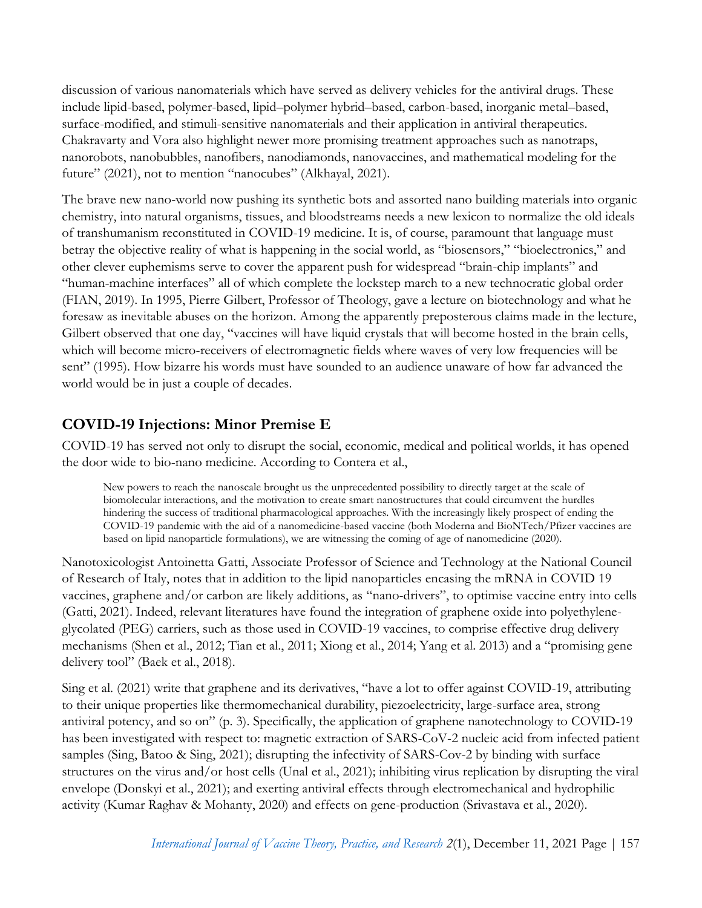discussion of various nanomaterials which have served as delivery vehicles for the antiviral drugs. These include lipid-based, polymer-based, lipid–polymer hybrid–based, carbon-based, inorganic metal–based, surface-modified, and stimuli-sensitive nanomaterials and their application in antiviral therapeutics. Chakravarty and Vora also highlight newer more promising treatment approaches such as nanotraps, nanorobots, nanobubbles, nanofibers, nanodiamonds, nanovaccines, and mathematical modeling for the future" (2021), not to mention "nanocubes" (Alkhayal, 2021).

The brave new nano-world now pushing its synthetic bots and assorted nano building materials into organic chemistry, into natural organisms, tissues, and bloodstreams needs a new lexicon to normalize the old ideals of transhumanism reconstituted in COVID-19 medicine. It is, of course, paramount that language must betray the objective reality of what is happening in the social world, as "biosensors," "bioelectronics," and other clever euphemisms serve to cover the apparent push for widespread "brain-chip implants" and "human-machine interfaces" all of which complete the lockstep march to a new technocratic global order (FIAN, 2019). In 1995, Pierre Gilbert, Professor of Theology, gave a lecture on biotechnology and what he foresaw as inevitable abuses on the horizon. Among the apparently preposterous claims made in the lecture, Gilbert observed that one day, "vaccines will have liquid crystals that will become hosted in the brain cells, which will become micro-receivers of electromagnetic fields where waves of very low frequencies will be sent" (1995). How bizarre his words must have sounded to an audience unaware of how far advanced the world would be in just a couple of decades.

## COVID-19 Injections: Minor Premise E

COVID-19 has served not only to disrupt the social, economic, medical and political worlds, it has opened the door wide to bio-nano medicine. According to Contera et al.,

> New powers to reach the nanoscale brought us the unprecedented possibility to directly target at the scale of biomolecular interactions, and the motivation to create smart nanostructures that could circumvent the hurdles hindering the success of traditional pharmacological approaches. With the increasingly likely prospect of ending the COVID-19 pandemic with the aid of a nanomedicine-based vaccine (both Moderna and BioNTech/Pfizer vaccines are based on lipid nanoparticle formulations), we are witnessing the coming of age of nanomedicine (2020).

Nanotoxicologist Antoinetta Gatti, Associate Professor of Science and Technology at the National Council of Research of Italy, notes that in addition to the lipid nanoparticles encasing the mRNA in COVID 19 vaccines, graphene and/or carbon are likely additions, as "nano-drivers", to optimise vaccine entry into cells (Gatti, 2021). Indeed, relevant literatures have found the integration of graphene oxide into polyethylene-glycolated (PEG) carriers, such as those used in COVID-19 vaccines, to comprise effective drug delivery mechanisms (Shen et al., 2012; Tian et al., 2011; Xiong et al., 2014; Yang et al. 2013) and a "promising gene delivery tool" (Baek et al., 2018).

Sing et al. (2021) write that graphene and its derivatives, "have a lot to offer against COVID-19, attributing to their unique properties like thermomechanical durability, piezoelectricity, large-surface area, strong antiviral potency, and so on" (p. 3). Specifically, the application of graphene nanotechnology to COVID-19 has been investigated with respect to: magnetic extraction of SARS-CoV-2 nucleic acid from infected patient samples (Sing, Batoo & Sing, 2021); disrupting the infectivity of SARS-Cov-2 by binding with surface structures on the virus and/or host cells (Unal et al., 2021); inhibiting virus replication by disrupting the viral envelope (Donskyi et al., 2021); and exerting antiviral effects through electromechanical and hydrophilic activity (Kumar Raghav & Mohanty, 2020) and effects on gene-production (Srivastava et al., 2020).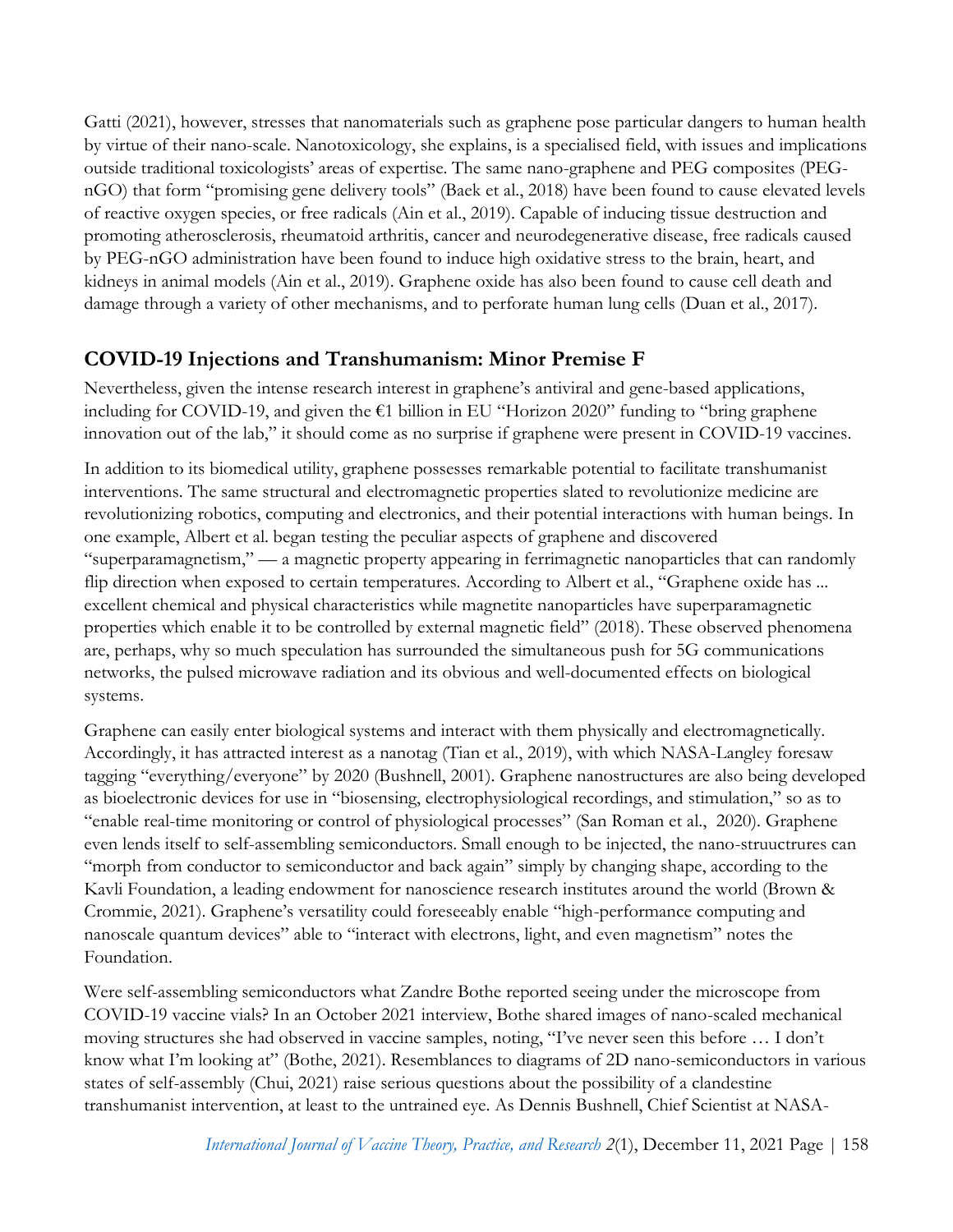Gatti (2021), however, stresses that nanomaterials such as graphene pose particular dangers to human health by virtue of their nano-scale. Nanotoxicology, she explains, is a specialised field, with issues and implications outside traditional toxicologists' areas of expertise. The same nano-graphene and PEG composites (PEG-nGO) that form "promising gene delivery tools" (Baek et al., 2018) have been found to cause elevated levels of reactive oxygen species, or free radicals (Ain et al., 2019). Capable of inducing tissue destruction and promoting atherosclerosis, rheumatoid arthritis, cancer and neurodegenerative disease, free radicals caused by PEG-nGO administration have been found to induce high oxidative stress to the brain, heart, and kidneys in animal models (Ain et al., 2019). Graphene oxide has also been found to cause cell death and damage through a variety of other mechanisms, and to perforate human lung cells (Duan et al., 2017).

## COVID-19 Injections and Transhumanism: Minor Premise F

Nevertheless, given the intense research interest in graphene's antiviral and gene-based applications, including for COVID-19, and given the €1 billion in EU "Horizon 2020" funding to "bring graphene innovation out of the lab," it should come as no surprise if graphene were present in COVID-19 vaccines.

In addition to its biomedical utility, graphene possesses remarkable potential to facilitate transhumanist interventions. The same structural and electromagnetic properties slated to revolutionize medicine are revolutionizing robotics, computing and electronics, and their potential interactions with human beings. In one example, Albert et al. began testing the peculiar aspects of graphene and discovered "superparamagnetism," — a magnetic property appearing in ferrimagnetic nanoparticles that can randomly flip direction when exposed to certain temperatures. According to Albert et al., "Graphene oxide has ... excellent chemical and physical characteristics while magnetite nanoparticles have superparamagnetic properties which enable it to be controlled by external magnetic field" (2018). These observed phenomena are, perhaps, why so much speculation has surrounded the simultaneous push for 5G communications networks, the pulsed microwave radiation and its obvious and well-documented effects on biological systems.

Graphene can easily enter biological systems and interact with them physically and electromagnetically. Accordingly, it has attracted interest as a nanotag (Tian et al., 2019), with which NASA-Langley foresaw tagging "everything/everyone" by 2020 (Bushnell, 2001). Graphene nanostructures are also being developed as bioelectronic devices for use in "biosensing, electrophysiological recordings, and stimulation," so as to "enable real-time monitoring or control of physiological processes" (San Roman et al., 2020). Graphene even lends itself to self-assembling semiconductors. Small enough to be injected, the nano-struuctrures can "morph from conductor to semiconductor and back again" simply by changing shape, according to the Kavli Foundation, a leading endowment for nanoscience research institutes around the world (Brown & Crommie, 2021). Graphene's versatility could foreseeably enable "high-performance computing and nanoscale quantum devices" able to "interact with electrons, light, and even magnetism" notes the Foundation.

Were self-assembling semiconductors what Zandre Bothe reported seeing under the microscope from COVID-19 vaccine vials? In an October 2021 interview, Bothe shared images of nano-scaled mechanical moving structures she had observed in vaccine samples, noting, "I've never seen this before … I don't know what I'm looking at" (Bothe, 2021). Resemblances to diagrams of 2D nano-semiconductors in various states of self-assembly (Chui, 2021) raise serious questions about the possibility of a clandestine transhumanist intervention, at least to the untrained eye. As Dennis Bushnell, Chief Scientist at NASA-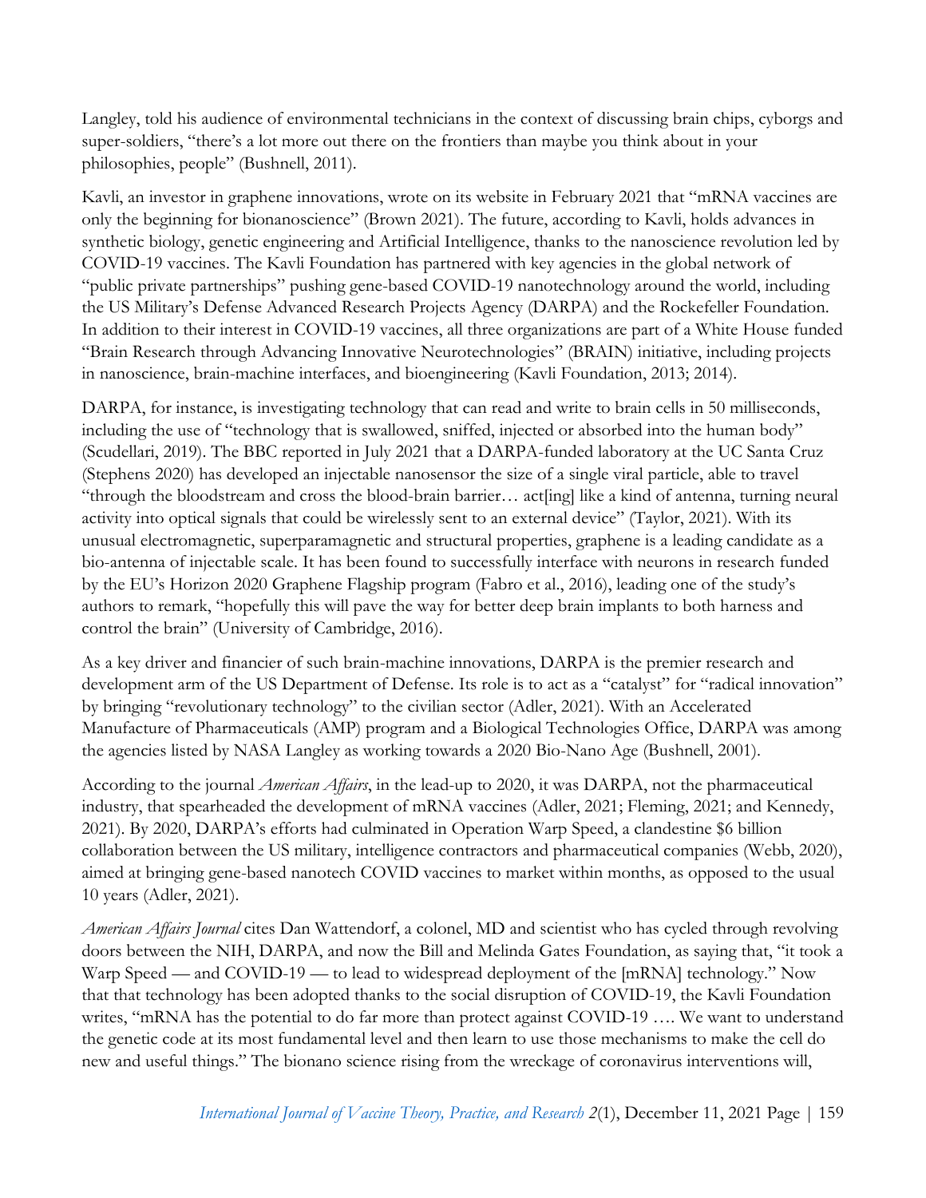Langley, told his audience of environmental technicians in the context of discussing brain chips, cyborgs and super-soldiers, "there's a lot more out there on the frontiers than maybe you think about in your philosophies, people" (Bushnell, 2011).

Kavli, an investor in graphene innovations, wrote on its website in February 2021 that "mRNA vaccines are only the beginning for bionanoscience" (Brown 2021). The future, according to Kavli, holds advances in synthetic biology, genetic engineering and Artificial Intelligence, thanks to the nanoscience revolution led by COVID-19 vaccines. The Kavli Foundation has partnered with key agencies in the global network of "public private partnerships" pushing gene-based COVID-19 nanotechnology around the world, including the US Military's Defense Advanced Research Projects Agency (DARPA) and the Rockefeller Foundation. In addition to their interest in COVID-19 vaccines, all three organizations are part of a White House funded "Brain Research through Advancing Innovative Neurotechnologies" (BRAIN) initiative, including projects in nanoscience, brain-machine interfaces, and bioengineering (Kavli Foundation, 2013; 2014).

DARPA, for instance, is investigating technology that can read and write to brain cells in 50 milliseconds, including the use of "technology that is swallowed, sniffed, injected or absorbed into the human body" (Scudellari, 2019). The BBC reported in July 2021 that a DARPA-funded laboratory at the UC Santa Cruz (Stephens 2020) has developed an injectable nanosensor the size of a single viral particle, able to travel "through the bloodstream and cross the blood-brain barrier… act[ing] like a kind of antenna, turning neural activity into optical signals that could be wirelessly sent to an external device" (Taylor, 2021). With its unusual electromagnetic, superparamagnetic and structural properties, graphene is a leading candidate as a bio-antenna of injectable scale. It has been found to successfully interface with neurons in research funded by the EU's Horizon 2020 Graphene Flagship program (Fabro et al., 2016), leading one of the study's authors to remark, "hopefully this will pave the way for better deep brain implants to both harness and control the brain" (University of Cambridge, 2016).

As a key driver and financier of such brain-machine innovations, DARPA is the premier research and development arm of the US Department of Defense. Its role is to act as a "catalyst" for "radical innovation" by bringing "revolutionary technology" to the civilian sector (Adler, 2021). With an Accelerated Manufacture of Pharmaceuticals (AMP) program and a Biological Technologies Office, DARPA was among the agencies listed by NASA Langley as working towards a 2020 Bio-Nano Age (Bushnell, 2001).

According to the journal *American Affairs*, in the lead-up to 2020, it was DARPA, not the pharmaceutical industry, that spearheaded the development of mRNA vaccines (Adler, 2021; Fleming, 2021; and Kennedy, 2021). By 2020, DARPA's efforts had culminated in Operation Warp Speed, a clandestine $6 billion collaboration between the US military, intelligence contractors and pharmaceutical companies (Webb, 2020), aimed at bringing gene-based nanotech COVID vaccines to market within months, as opposed to the usual 10 years (Adler, 2021).

*American Affairs Journal* cites Dan Wattendorf, a colonel, MD and scientist who has cycled through revolving doors between the NIH, DARPA, and now the Bill and Melinda Gates Foundation, as saying that, "it took a Warp Speed — and COVID-19 — to lead to widespread deployment of the [mRNA] technology." Now that that technology has been adopted thanks to the social disruption of COVID-19, the Kavli Foundation writes, "mRNA has the potential to do far more than protect against COVID-19 …. We want to understand the genetic code at its most fundamental level and then learn to use those mechanisms to make the cell do new and useful things." The bionano science rising from the wreckage of coronavirus interventions will,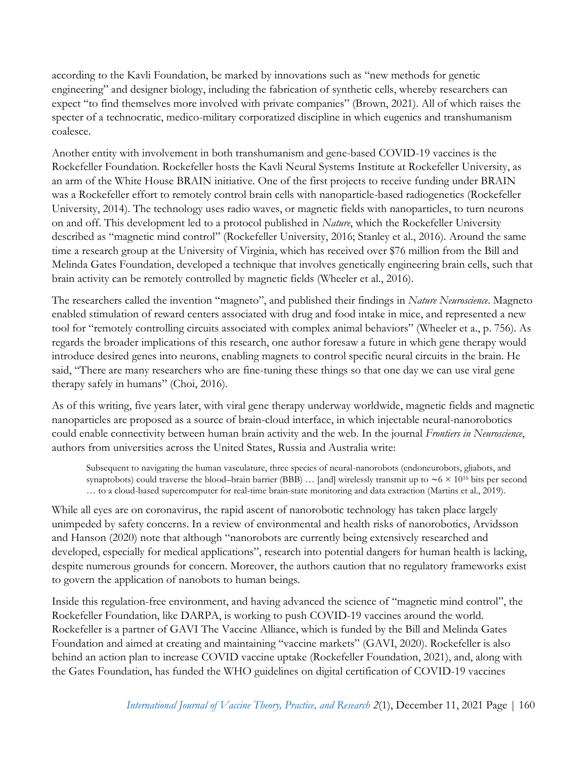according to the Kavli Foundation, be marked by innovations such as "new methods for genetic engineering" and designer biology, including the fabrication of synthetic cells, whereby researchers can expect "to find themselves more involved with private companies" (Brown, 2021). All of which raises the specter of a technocratic, medico-military corporatized discipline in which eugenics and transhumanism coalesce.

Another entity with involvement in both transhumanism and gene-based COVID-19 vaccines is the Rockefeller Foundation. Rockefeller hosts the Kavli Neural Systems Institute at Rockefeller University, as an arm of the White House BRAIN initiative. One of the first projects to receive funding under BRAIN was a Rockefeller effort to remotely control brain cells with nanoparticle-based radiogenetics (Rockefeller University, 2014). The technology uses radio waves, or magnetic fields with nanoparticles, to turn neurons on and off. This development led to a protocol published in *Nature*, which the Rockefeller University described as "magnetic mind control" (Rockefeller University, 2016; Stanley et al., 2016). Around the same time a research group at the University of Virginia, which has received over $76 million from the Bill and Melinda Gates Foundation, developed a technique that involves genetically engineering brain cells, such that brain activity can be remotely controlled by magnetic fields (Wheeler et al., 2016).

The researchers called the invention "magneto", and published their findings in *Nature Neuroscience*. Magneto enabled stimulation of reward centers associated with drug and food intake in mice, and represented a new tool for "remotely controlling circuits associated with complex animal behaviors" (Wheeler et a., p. 756). As regards the broader implications of this research, one author foresaw a future in which gene therapy would introduce desired genes into neurons, enabling magnets to control specific neural circuits in the brain. He said, "There are many researchers who are fine-tuning these things so that one day we can use viral gene therapy safely in humans" (Choi, 2016).

As of this writing, five years later, with viral gene therapy underway worldwide, magnetic fields and magnetic nanoparticles are proposed as a source of brain-cloud interface, in which injectable neural-nanorobotics could enable connectivity between human brain activity and the web. In the journal *Frontiers in Neuroscience*, authors from universities across the United States, Russia and Australia write:

> Subsequent to navigating the human vasculature, three species of neural-nanorobots (endoneurobots, gliabots, and synaptobots) could traverse the blood–brain barrier (BBB) … [and] wirelessly transmit up to ~$6 \times 10^{16}$ bits per second … to a cloud-based supercomputer for real-time brain-state monitoring and data extraction (Martins et al., 2019).

While all eyes are on coronavirus, the rapid ascent of nanorobotic technology has taken place largely unimpeded by safety concerns. In a review of environmental and health risks of nanorobotics, Arvidsson and Hanson (2020) note that although "nanorobots are currently being extensively researched and developed, especially for medical applications", research into potential dangers for human health is lacking, despite numerous grounds for concern. Moreover, the authors caution that no regulatory frameworks exist to govern the application of nanobots to human beings.

Inside this regulation-free environment, and having advanced the science of "magnetic mind control", the Rockefeller Foundation, like DARPA, is working to push COVID-19 vaccines around the world. Rockefeller is a partner of GAVI The Vaccine Alliance, which is funded by the Bill and Melinda Gates Foundation and aimed at creating and maintaining "vaccine markets" (GAVI, 2020). Rockefeller is also behind an action plan to increase COVID vaccine uptake (Rockefeller Foundation, 2021), and, along with the Gates Foundation, has funded the WHO guidelines on digital certification of COVID-19 vaccines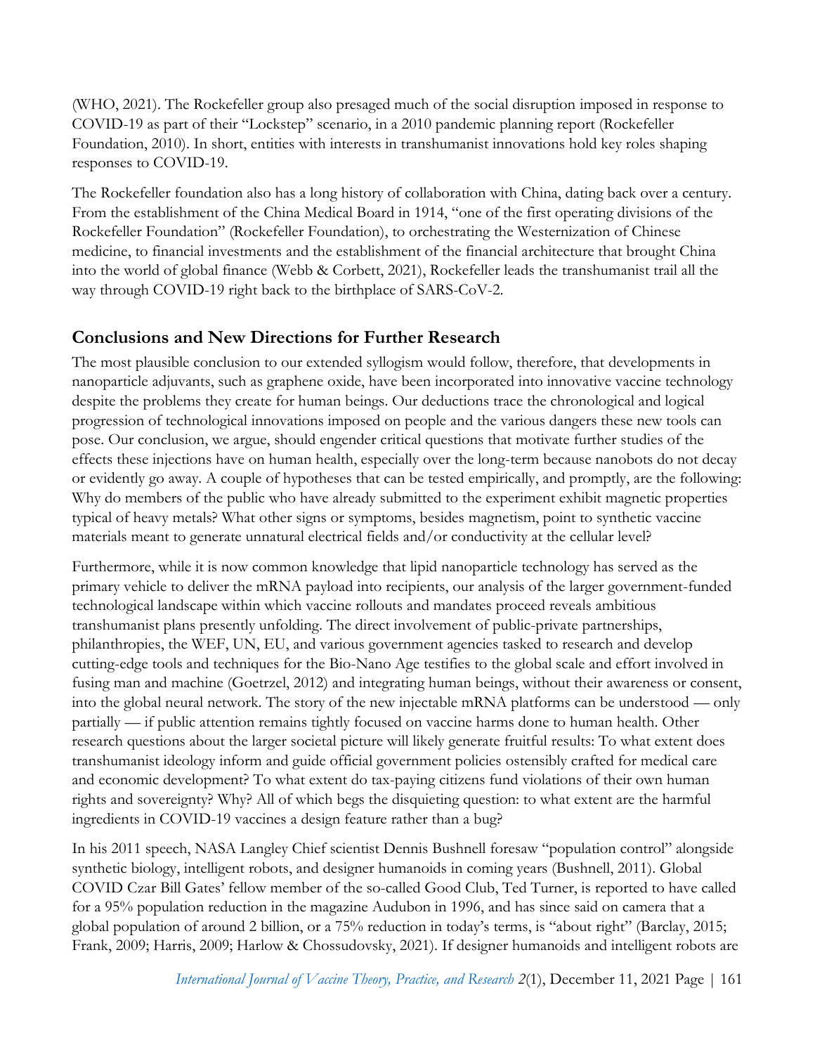(WHO, 2021). The Rockefeller group also presaged much of the social disruption imposed in response to COVID-19 as part of their "Lockstep" scenario, in a 2010 pandemic planning report (Rockefeller Foundation, 2010). In short, entities with interests in transhumanist innovations hold key roles shaping responses to COVID-19.

The Rockefeller foundation also has a long history of collaboration with China, dating back over a century. From the establishment of the China Medical Board in 1914, "one of the first operating divisions of the Rockefeller Foundation" (Rockefeller Foundation), to orchestrating the Westernization of Chinese medicine, to financial investments and the establishment of the financial architecture that brought China into the world of global finance (Webb & Corbett, 2021), Rockefeller leads the transhumanist trail all the way through COVID-19 right back to the birthplace of SARS-CoV-2.

## Conclusions and New Directions for Further Research

The most plausible conclusion to our extended syllogism would follow, therefore, that developments in nanoparticle adjuvants, such as graphene oxide, have been incorporated into innovative vaccine technology despite the problems they create for human beings. Our deductions trace the chronological and logical progression of technological innovations imposed on people and the various dangers these new tools can pose. Our conclusion, we argue, should engender critical questions that motivate further studies of the effects these injections have on human health, especially over the long-term because nanobots do not decay or evidently go away. A couple of hypotheses that can be tested empirically, and promptly, are the following: Why do members of the public who have already submitted to the experiment exhibit magnetic properties typical of heavy metals? What other signs or symptoms, besides magnetism, point to synthetic vaccine materials meant to generate unnatural electrical fields and/or conductivity at the cellular level?

Furthermore, while it is now common knowledge that lipid nanoparticle technology has served as the primary vehicle to deliver the mRNA payload into recipients, our analysis of the larger government-funded technological landscape within which vaccine rollouts and mandates proceed reveals ambitious transhumanist plans presently unfolding. The direct involvement of public-private partnerships, philanthropies, the WEF, UN, EU, and various government agencies tasked to research and develop cutting-edge tools and techniques for the Bio-Nano Age testifies to the global scale and effort involved in fusing man and machine (Goetzel, 2012) and integrating human beings, without their awareness or consent, into the global neural network. The story of the new injectable mRNA platforms can be understood — only partially — if public attention remains tightly focused on vaccine harms done to human health. Other research questions about the larger societal picture will likely generate fruitful results: To what extent does transhumanist ideology inform and guide official government policies ostensibly crafted for medical care and economic development? To what extent do tax-paying citizens fund violations of their own human rights and sovereignty? Why? All of which begs the disquieting question: to what extent are the harmful ingredients in COVID-19 vaccines a design feature rather than a bug?

In his 2011 speech, NASA Langley Chief scientist Dennis Bushnell foresaw "population control" alongside synthetic biology, intelligent robots, and designer humanoids in coming years (Bushnell, 2011). Global COVID Czar Bill Gates' fellow member of the so-called Good Club, Ted Turner, is reported to have called for a 95% population reduction in the magazine Audubon in 1996, and has since said on camera that a global population of around 2 billion, or a 75% reduction in today's terms, is "about right" (Barclay, 2015; Frank, 2009; Harris, 2009; Harlow & Chossudovsky, 2021). If designer humanoids and intelligent robots are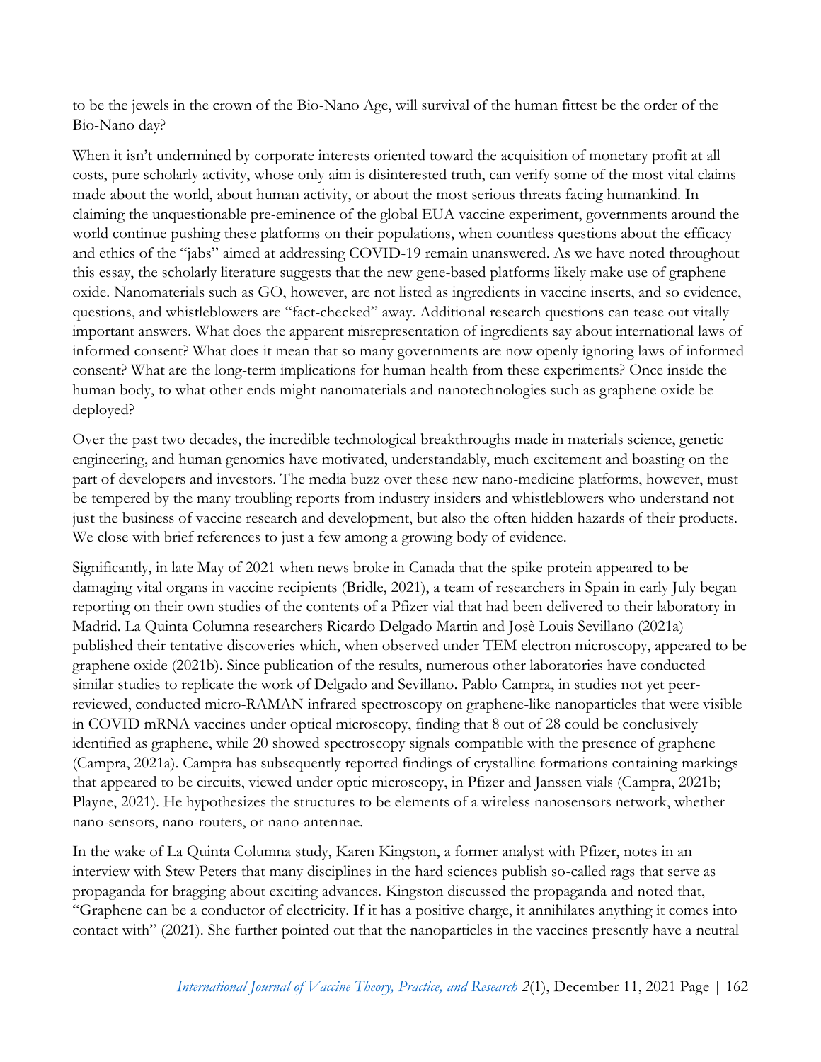to be the jewels in the crown of the Bio-Nano Age, will survival of the human fittest be the order of the Bio-Nano day?

When it isn't undermined by corporate interests oriented toward the acquisition of monetary profit at all costs, pure scholarly activity, whose only aim is disinterested truth, can verify some of the most vital claims made about the world, about human activity, or about the most serious threats facing humankind. In claiming the unquestionable pre-eminence of the global EUA vaccine experiment, governments around the world continue pushing these platforms on their populations, when countless questions about the efficacy and ethics of the "jabs" aimed at addressing COVID-19 remain unanswered. As we have noted throughout this essay, the scholarly literature suggests that the new gene-based platforms likely make use of graphene oxide. Nanomaterials such as GO, however, are not listed as ingredients in vaccine inserts, and so evidence, questions, and whistleblowers are "fact-checked" away. Additional research questions can tease out vitally important answers. What does the apparent misrepresentation of ingredients say about international laws of informed consent? What does it mean that so many governments are now openly ignoring laws of informed consent? What are the long-term implications for human health from these experiments? Once inside the human body, to what other ends might nanomaterials and nanotechnologies such as graphene oxide be deployed?

Over the past two decades, the incredible technological breakthroughs made in materials science, genetic engineering, and human genomics have motivated, understandably, much excitement and boasting on the part of developers and investors. The media buzz over these new nano-medicine platforms, however, must be tempered by the many troubling reports from industry insiders and whistleblowers who understand not just the business of vaccine research and development, but also the often hidden hazards of their products. We close with brief references to just a few among a growing body of evidence.

Significantly, in late May of 2021 when news broke in Canada that the spike protein appeared to be damaging vital organs in vaccine recipients (Bridle, 2021), a team of researchers in Spain in early July began reporting on their own studies of the contents of a Pfizer vial that had been delivered to their laboratory in Madrid. La Quinta Columna researchers Ricardo Delgado Martin and Josè Louis Sevillano (2021a) published their tentative discoveries which, when observed under TEM electron microscopy, appeared to be graphene oxide (2021b). Since publication of the results, numerous other laboratories have conducted similar studies to replicate the work of Delgado and Sevillano. Pablo Campra, in studies not yet peer-reviewed, conducted micro-RAMAN infrared spectroscopy on graphene-like nanoparticles that were visible in COVID mRNA vaccines under optical microscopy, finding that 8 out of 28 could be conclusively identified as graphene, while 20 showed spectroscopy signals compatible with the presence of graphene (Campra, 2021a). Campra has subsequently reported findings of crystalline formations containing markings that appeared to be circuits, viewed under optic microscopy, in Pfizer and Janssen vials (Campra, 2021b; Playne, 2021). He hypothesizes the structures to be elements of a wireless nanosensors network, whether nano-sensors, nano-routers, or nano-antennae.

In the wake of La Quinta Columna study, Karen Kingston, a former analyst with Pfizer, notes in an interview with Stew Peters that many disciplines in the hard sciences publish so-called rags that serve as propaganda for bragging about exciting advances. Kingston discussed the propaganda and noted that, "Graphene can be a conductor of electricity. If it has a positive charge, it annihilates anything it comes into contact with" (2021). She further pointed out that the nanoparticles in the vaccines presently have a neutral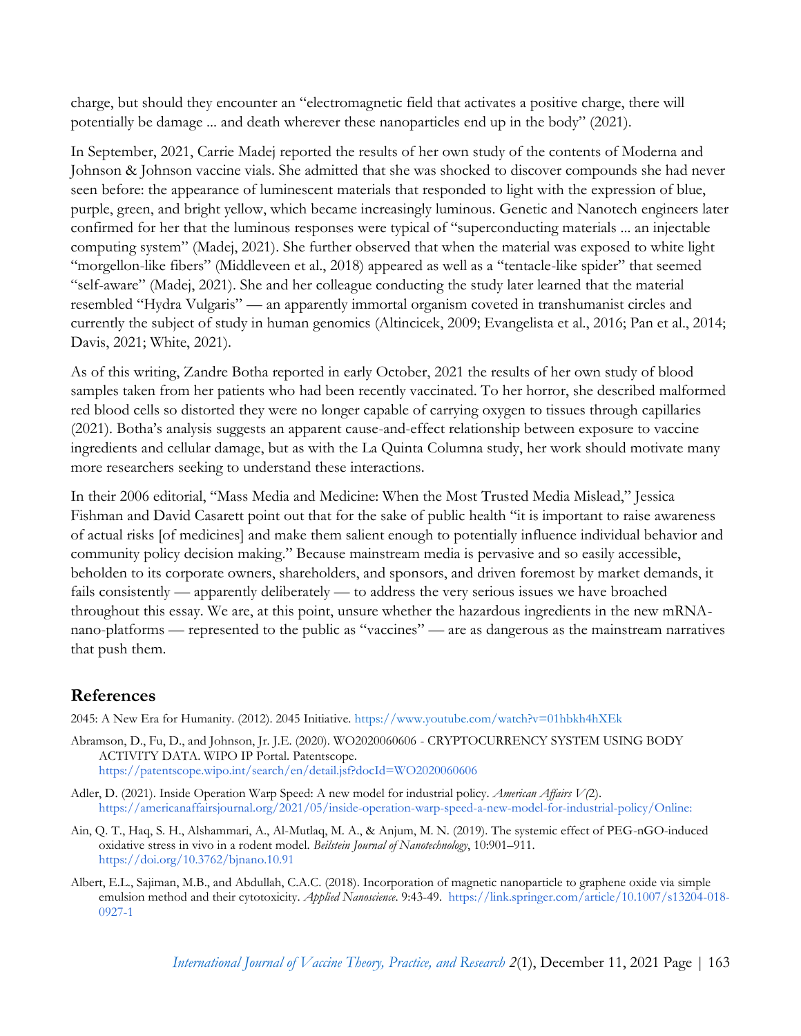charge, but should they encounter an "electromagnetic field that activates a positive charge, there will potentially be damage ... and death wherever these nanoparticles end up in the body" (2021).

In September, 2021, Carrie Madej reported the results of her own study of the contents of Moderna and Johnson & Johnson vaccine vials. She admitted that she was shocked to discover compounds she had never seen before: the appearance of luminescent materials that responded to light with the expression of blue, purple, green, and bright yellow, which became increasingly luminous. Genetic and Nanotech engineers later confirmed for her that the luminous responses were typical of "superconducting materials ... an injectable computing system" (Madej, 2021). She further observed that when the material was exposed to white light "morgellon-like fibers" (Middleveen et al., 2018) appeared as well as a "tentacle-like spider" that seemed "self-aware" (Madej, 2021). She and her colleague conducting the study later learned that the material resembled "Hydra Vulgaris" — an apparently immortal organism coveted in transhumanist circles and currently the subject of study in human genomics (Altincicek, 2009; Evangelista et al., 2016; Pan et al., 2014; Davis, 2021; White, 2021).

As of this writing, Zandre Botha reported in early October, 2021 the results of her own study of blood samples taken from her patients who had been recently vaccinated. To her horror, she described malformed red blood cells so distorted they were no longer capable of carrying oxygen to tissues through capillaries (2021). Botha's analysis suggests an apparent cause-and-effect relationship between exposure to vaccine ingredients and cellular damage, but as with the La Quinta Columna study, her work should motivate many more researchers seeking to understand these interactions.

In their 2006 editorial, "Mass Media and Medicine: When the Most Trusted Media Mislead," Jessica Fishman and David Casarett point out that for the sake of public health "it is important to raise awareness of actual risks [of medicines] and make them salient enough to potentially influence individual behavior and community policy decision making." Because mainstream media is pervasive and so easily accessible, beholden to its corporate owners, shareholders, and sponsors, and driven foremost by market demands, it fails consistently — apparently deliberately — to address the very serious issues we have broached throughout this essay. We are, at this point, unsure whether the hazardous ingredients in the new mRNA-nano-platforms — represented to the public as "vaccines" — are as dangerous as the mainstream narratives that push them.

## References

2045: A New Era for Humanity. (2012). 2045 Initiative. https://www.youtube.com/watch?v=01hbkh4hXEk

Abramson, D., Fu, D., and Johnson, Jr. J.E. (2020). WO2020060606 - CRYPTOCURRENCY SYSTEM USING BODY ACTIVITY DATA. WIPO IP Portal. Patentscope. https://patentscope.wipo.int/search/en/detail.jsf?docId=WO2020060606

Adler, D. (2021). Inside Operation Warp Speed: A new model for industrial policy. *American Affairs V(*2). https://americanaffairsjournal.org/2021/05/inside-operation-warp-speed-a-new-model-for-industrial-policy/Online:

Ain, Q. T., Haq, S. H., Alshammari, A., Al-Mutlaq, M. A., & Anjum, M. N. (2019). The systemic effect of PEG-nGO-induced oxidative stress in vivo in a rodent model. *Beilstein Journal of Nanotechnology*, 10:901–911. https://doi.org/10.3762/bjnano.10.91

Albert, E.L., Sajiman, M.B., and Abdullah, C.A.C. (2018). Incorporation of magnetic nanoparticle to graphene oxide via simple emulsion method and their cytotoxicity. *Applied Nanoscience*. 9:43-49. https://link.springer.com/article/10.1007/s13204-018-0927-1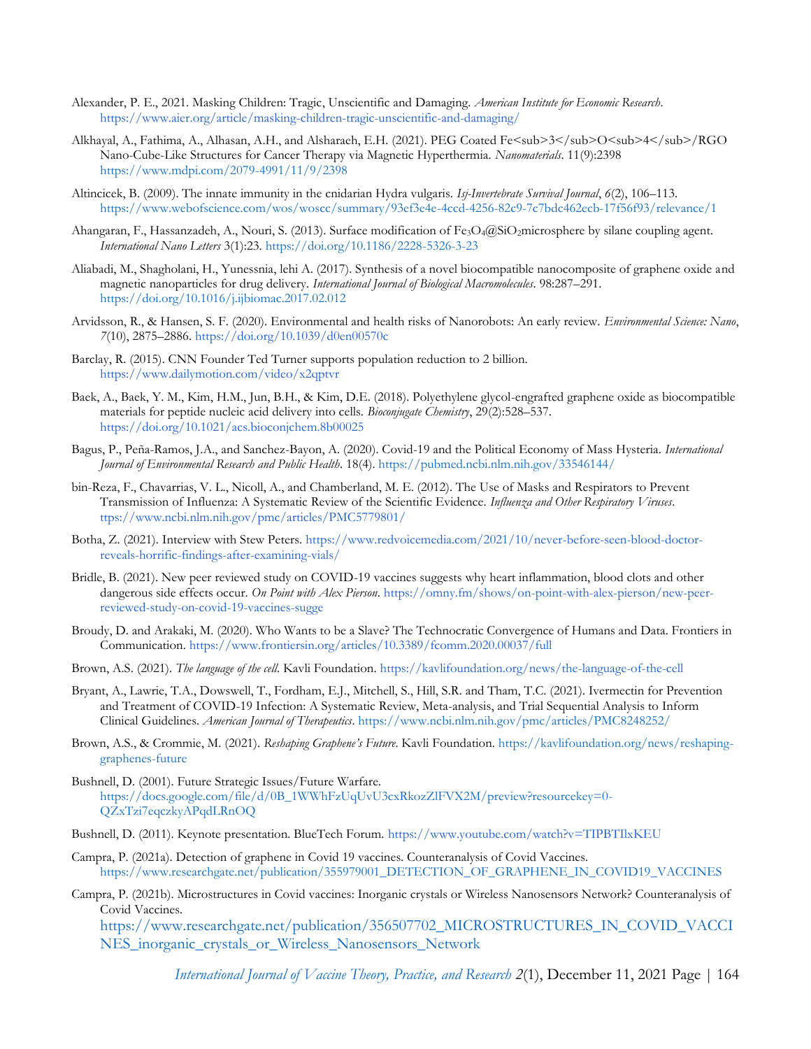Alexander, P. E., 2021. Masking Children: Tragic, Unscientific and Damaging. *American Institute for Economic Research*. https://www.aier.org/article/masking-children-tragic-unscientific-and-damaging/

Alkhayal, A., Fathima, A., Alhasan, A.H., and Alsharaeh, E.H. (2021). PEG Coated Fe<sub>3</sub>O<sub>4</sub>/RGO Nano-Cube-Like Structures for Cancer Therapy via Magnetic Hyperthermia. *Nanomaterials*. 11(9):2398 https://www.mdpi.com/2079-4991/11/9/2398

Altincicek, B. (2009). The innate immunity in the cnidarian Hydra vulgaris. *Isj-Invertebrate Survival Journal*, *6*(2), 106–113. https://www.webofscience.com/wos/woscc/summary/93ef3e4e-4ccd-4256-82c9-7c7bdc462ecb-17f56f93/relevance/1

Ahangaran, F., Hassanzadeh, A., Nouri, S. (2013). Surface modification of $Fe_3O_4$@$SiO_2$microsphere by silane coupling agent. *International Nano Letters* 3(1):23. https://doi.org/10.1186/2228-5326-3-23

Aliabadi, M., Shagholani, H., Yunessnia, lehi A. (2017). Synthesis of a novel biocompatible nanocomposite of graphene oxide and magnetic nanoparticles for drug delivery. *International Journal of Biological Macromolecules*. 98:287–291. https://doi.org/10.1016/j.ijbiomac.2017.02.012

Arvidsson, R., & Hansen, S. F. (2020). Environmental and health risks of Nanorobots: An early review. *Environmental Science: Nano*, *7*(10), 2875–2886. https://doi.org/10.1039/d0en00570c

Barclay, R. (2015). CNN Founder Ted Turner supports population reduction to 2 billion. https://www.dailymotion.com/video/x2qptvr

Baek, A., Baek, Y. M., Kim, H.M., Jun, B.H., & Kim, D.E. (2018). Polyethylene glycol-engrafted graphene oxide as biocompatible materials for peptide nucleic acid delivery into cells. *Bioconjugate Chemistry*, 29(2):528–537. https://doi.org/10.1021/acs.bioconjchem.8b00025

Bagus, P., Peña-Ramos, J.A., and Sanchez-Bayon, A. (2020). Covid-19 and the Political Economy of Mass Hysteria. *International Journal of Environmental Research and Public Health*. 18(4). https://pubmed.ncbi.nlm.nih.gov/33546144/

bin-Reza, F., Chavarrias, V. L., Nicoll, A., and Chamberland, M. E. (2012). The Use of Masks and Respirators to Prevent Transmission of Influenza: A Systematic Review of the Scientific Evidence. *Influenza and Other Respiratory Viruses*. ttps://www.ncbi.nlm.nih.gov/pmc/articles/PMC5779801/

Botha, Z. (2021). Interview with Stew Peters. https://www.redvoicemedia.com/2021/10/never-before-seen-blood-doctor-reveals-horrific-findings-after-examining-vials/

Bridle, B. (2021). New peer reviewed study on COVID-19 vaccines suggests why heart inflammation, blood clots and other dangerous side effects occur. *On Point with Alex Pierson*. https://omny.fm/shows/on-point-with-alex-pierson/new-peer-reviewed-study-on-covid-19-vaccines-sugge

Broudy, D. and Arakaki, M. (2020). Who Wants to be a Slave? The Technocratic Convergence of Humans and Data. Frontiers in Communication. https://www.frontiersin.org/articles/10.3389/fcomm.2020.00037/full

Brown, A.S. (2021). *The language of the cell*. Kavli Foundation. https://kavlifoundation.org/news/the-language-of-the-cell

Bryant, A., Lawrie, T.A., Dowswell, T., Fordham, E.J., Mitchell, S., Hill, S.R. and Tham, T.C. (2021). Ivermectin for Prevention and Treatment of COVID-19 Infection: A Systematic Review, Meta-analysis, and Trial Sequential Analysis to Inform Clinical Guidelines. *American Journal of Therapeutics*. https://www.ncbi.nlm.nih.gov/pmc/articles/PMC8248252/

Brown, A.S., & Crommie, M. (2021). *Reshaping Graphene's Future*. Kavli Foundation. https://kavlifoundation.org/news/reshaping-graphenes-future

Bushnell, D. (2001). Future Strategic Issues/Future Warfare. https://docs.google.com/file/d/0B_1WWhFzUqUvU3cxRkozZlFVX2M/preview?resourcekey=0-QZxTzi7eqczkyAPqdLRnOQ

Bushnell, D. (2011). Keynote presentation. BlueTech Forum. https://www.youtube.com/watch?v=TIPBTIlxKEU

Campra, P. (2021a). Detection of graphene in Covid 19 vaccines. Counteranalysis of Covid Vaccines. https://www.researchgate.net/publication/355979001_DETECTION_OF_GRAPHENE_IN_COVID19_VACCINES

Campra, P. (2021b). Microstructures in Covid vaccines: Inorganic crystals or Wireless Nanosensors Network? Counteranalysis of Covid Vaccines. https://www.researchgate.net/publication/356507702_MICROSTRUCTURES_IN_COVID_VACCINES_inorganic_crystals_or_Wireless_Nanosensors_Network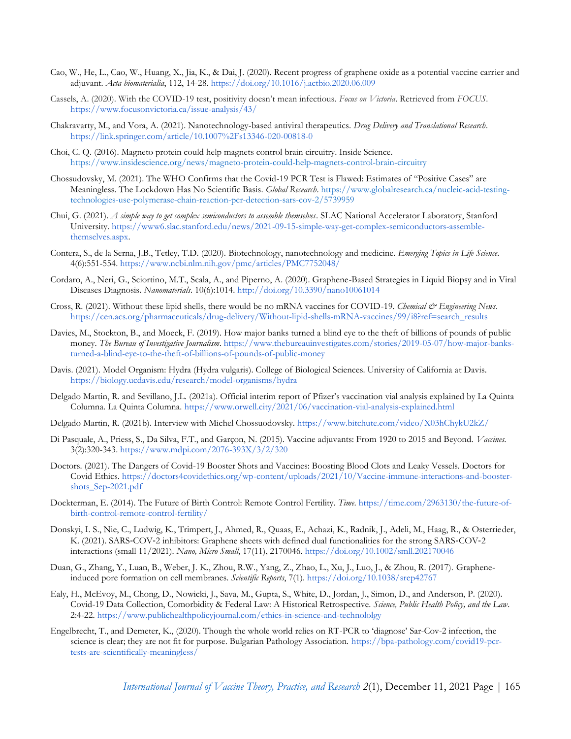Cao, W., He, L., Cao, W., Huang, X., Jia, K., & Dai, J. (2020). Recent progress of graphene oxide as a potential vaccine carrier and adjuvant. *Acta biomaterialia*, 112, 14-28. https://doi.org/10.1016/j.actbio.2020.06.009

Cassels, A. (2020). With the COVID-19 test, positivity doesn't mean infectious. *Focus on Victoria*. Retrieved from *FOCUS*. https://www.focusonvictoria.ca/issue-analysis/43/

Chakravarty, M., and Vora, A. (2021). Nanotechnology-based antiviral therapeutics. *Drug Delivery and Translational Research*. https://link.springer.com/article/10.1007%2Fs13346-020-00818-0

Choi, C. Q. (2016). Magneto protein could help magnets control brain circuitry. Inside Science. https://www.insidescience.org/news/magneto-protein-could-help-magnets-control-brain-circuitry

Chossudovsky, M. (2021). The WHO Confirms that the Covid-19 PCR Test is Flawed: Estimates of "Positive Cases" are Meaningless. The Lockdown Has No Scientific Basis. *Global Research*. https://www.globalresearch.ca/nucleic-acid-testing-technologies-use-polymerase-chain-reaction-pcr-detection-sars-cov-2/5739959

Chui, G. (2021). *A simple way to get complex semiconductors to assemble themselves*. SLAC National Accelerator Laboratory, Stanford University. https://www6.slac.stanford.edu/news/2021-09-15-simple-way-get-complex-semiconductors-assemble-themselves.aspx.

Contera, S., de la Serna, J.B., Tetley, T.D. (2020). Biotechnology, nanotechnology and medicine. *Emerging Topics in Life Science*. 4(6):551-554. https://www.ncbi.nlm.nih.gov/pmc/articles/PMC7752048/

Cordaro, A., Neri, G., Sciortino, M.T., Scala, A., and Piperno, A. (2020). Graphene-Based Strategies in Liquid Biopsy and in Viral Diseases Diagnosis. *Nanomaterials*. 10(6):1014. http://doi.org/10.3390/nano10061014

Cross, R. (2021). Without these lipid shells, there would be no mRNA vaccines for COVID-19. *Chemical & Engineering News*. https://cen.acs.org/pharmaceuticals/drug-delivery/Without-lipid-shells-mRNA-vaccines/99/i8?ref=search_results

Davies, M., Stockton, B., and Moeck, F. (2019). How major banks turned a blind eye to the theft of billions of pounds of public money. *The Bureau of Investigative Journalism*. https://www.thebureauinvestigates.com/stories/2019-05-07/how-major-banks-turned-a-blind-eye-to-the-theft-of-billions-of-pounds-of-public-money

Davis. (2021). Model Organism: Hydra (Hydra vulgaris). College of Biological Sciences. University of California at Davis. https://biology.ucdavis.edu/research/model-organisms/hydra

Delgado Martin, R. and Sevillano, J.L. (2021a). Official interim report of Pfizer's vaccination vial analysis explained by La Quinta Columna. La Quinta Columna. https://www.orwell.city/2021/06/vaccination-vial-analysis-explained.html

Delgado Martin, R. (2021b). Interview with Michel Chossuodovsky. https://www.bitchute.com/video/X03hChykU2kZ/

Di Pasquale, A., Priess, S., Da Silva, F.T., and Garçon, N. (2015). Vaccine adjuvants: From 1920 to 2015 and Beyond. *Vaccines*. 3(2):320-343. https://www.mdpi.com/2076-393X/3/2/320

Doctors. (2021). The Dangers of Covid-19 Booster Shots and Vaccines: Boosting Blood Clots and Leaky Vessels. Doctors for Covid Ethics. https://doctors4covidethics.org/wp-content/uploads/2021/10/Vaccine-immune-interactions-and-booster-shots_Sep-2021.pdf

Dockterman, E. (2014). The Future of Birth Control: Remote Control Fertility. *Time*. https://time.com/2963130/the-future-of-birth-control-remote-control-fertility/

Donskyi, I. S., Nie, C., Ludwig, K., Trimpert, J., Ahmed, R., Quaas, E., Achazi, K., Radnik, J., Adeli, M., Haag, R., & Osterrieder, K. (2021). SARS-COV-2 inhibitors: Graphene sheets with defined dual functionalities for the strong SARS-COV-2 interactions (small 11/2021). *Nano, Micro Small*, 17(11), 2170046. https://doi.org/10.1002/smll.202170046

Duan, G., Zhang, Y., Luan, B., Weber, J. K., Zhou, R.W., Yang, Z., Zhao, L., Xu, J., Luo, J., & Zhou, R. (2017). Graphene-induced pore formation on cell membranes. *Scientific Reports*, 7(1). https://doi.org/10.1038/srep42767

Ealy, H., McEvoy, M., Chong, D., Nowicki, J., Sava, M., Gupta, S., White, D., Jordan, J., Simon, D., and Anderson, P. (2020). Covid-19 Data Collection, Comorbidity & Federal Law: A Historical Retrospective. *Science, Public Health Policy, and the Law*. 2:4-22. https://www.publichealthpolicyjournal.com/ethics-in-science-and-technololgy

Engelbrecht, T., and Demeter, K., (2020). Though the whole world relies on RT-PCR to 'diagnose' Sar-Cov-2 infection, the science is clear; they are not fit for purpose. Bulgarian Pathology Association. https://bpa-pathology.com/covid19-pcr-tests-are-scientifically-meaningless/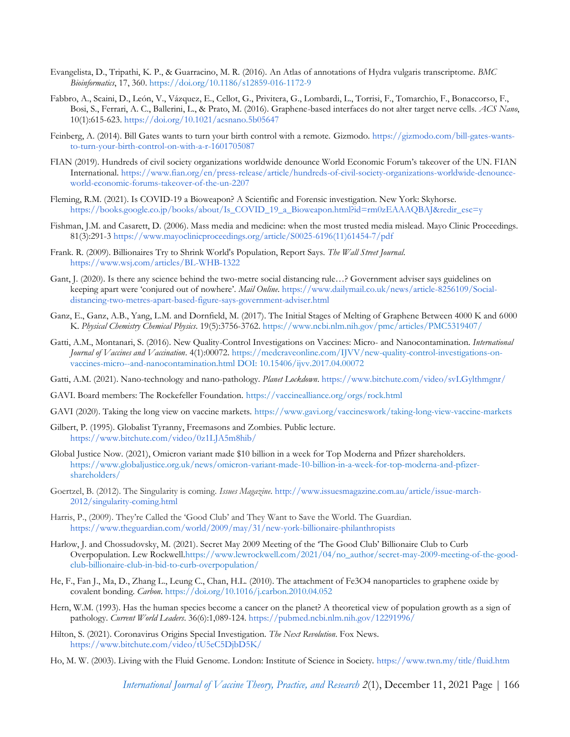Evangelista, D., Tripathi, K. P., & Guarracino, M. R. (2016). An Atlas of annotations of Hydra vulgaris transcriptome. *BMC Bioinformatics*, 17, 360. https://doi.org/10.1186/s12859-016-1172-9

Fabbro, A., Scaini, D., León, V., Vázquez, E., Cellot, G., Privitera, G., Lombardi, L., Torrisi, F., Tomarchio, F., Bonaccorso, F., Bosi, S., Ferrari, A. C., Ballerini, L., & Prato, M. (2016). Graphene-based interfaces do not alter target nerve cells. *ACS Nano*, 10(1):615-623. https://doi.org/10.1021/acsnano.5b05647

Feinberg, A. (2014). Bill Gates wants to turn your birth control with a remote. Gizmodo. https://gizmodo.com/bill-gates-wants-to-turn-your-birth-control-on-with-a-r-1601705087

FIAN (2019). Hundreds of civil society organizations worldwide denounce World Economic Forum's takeover of the UN. FIAN International. https://www.fian.org/en/press-release/article/hundreds-of-civil-society-organizations-worldwide-denounce-world-economic-forums-takeover-of-the-un-2207

Fleming, R.M. (2021). Is COVID-19 a Bioweapon? A Scientific and Forensic investigation. New York: Skyhorse. https://books.google.co.jp/books/about/Is_COVID_19_a_Bioweapon.html?id=rm0zEAAAQBAJ&redir_esc=y

Fishman, J.M. and Casarett, D. (2006). Mass media and medicine: when the most trusted media mislead. Mayo Clinic Proceedings. 81(3):291-3 https://www.mayoclinicproceedings.org/article/S0025-6196(11)61454-7/pdf

Frank. R. (2009). Billionaires Try to Shrink World's Population, Report Says. *The Wall Street Journal*. https://www.wsj.com/articles/BL-WHB-1322

Gant, J. (2020). Is there any science behind the two-metre social distancing rule…? Government adviser says guidelines on keeping apart were 'conjured out of nowhere'. *Mail Online*. https://www.dailymail.co.uk/news/article-8256109/Social-distancing-two-metres-apart-based-figure-says-government-adviser.html

Ganz, E., Ganz, A.B., Yang, L.M. and Dornfield, M. (2017). The Initial Stages of Melting of Graphene Between 4000 K and 6000 K. *Physical Chemistry Chemical Physics*. 19(5):3756-3762. https://www.ncbi.nlm.nih.gov/pmc/articles/PMC5319407/

Gatti, A.M., Montanari, S. (2016). New Quality-Control Investigations on Vaccines: Micro- and Nanocontamination. *International Journal of Vaccines and Vaccination*. 4(1):00072. https://medcraveonline.com/IJVV/new-quality-control-investigations-on-vaccines-micro--and-nanocontamination.html DOI: 10.15406/ijvv.2017.04.00072

Gatti, A.M. (2021). Nano-technology and nano-pathology. *Planet Lockdown*. https://www.bitchute.com/video/svLGylthmgnr/

GAVI. Board members: The Rockefeller Foundation. https://vaccinealliance.org/orgs/rock.html

GAVI (2020). Taking the long view on vaccine markets. https://www.gavi.org/vaccineswork/taking-long-view-vaccine-markets

Gilbert, P. (1995). Globalist Tyranny, Freemasons and Zombies. Public lecture. https://www.bitchute.com/video/0z1LJA5m8hib/

Global Justice Now. (2021), Omicron variant made $10 billion in a week for Top Moderna and Pfizer shareholders. https://www.globaljustice.org.uk/news/omicron-variant-made-10-billion-in-a-week-for-top-moderna-and-pfizer-shareholders/

Goertzel, B. (2012). The Singularity is coming. *Issues Magazine*. http://www.issuesmagazine.com.au/article/issue-march-2012/singularity-coming.html

Harris, P., (2009). They're Called the 'Good Club' and They Want to Save the World. The Guardian. https://www.theguardian.com/world/2009/may/31/new-york-billionaire-philanthropists

Harlow, J. and Chossudovsky, M. (2021). Secret May 2009 Meeting of the 'The Good Club' Billionaire Club to Curb Overpopulation. Lew Rockwell.https://www.lewrockwell.com/2021/04/no_author/secret-may-2009-meeting-of-the-good-club-billionaire-club-in-bid-to-curb-overpopulation/

He, F., Fan J., Ma, D., Zhang L., Leung C., Chan, H.L. (2010). The attachment of $Fe_3O_4$ nanoparticles to graphene oxide by covalent bonding. *Carbon*. https://doi.org/10.1016/j.carbon.2010.04.052

Hern, W.M. (1993). Has the human species become a cancer on the planet? A theoretical view of population growth as a sign of pathology. *Current World Leaders*. 36(6):1,089-124. https://pubmed.ncbi.nlm.nih.gov/12291996/

Hilton, S. (2021). Coronavirus Origins Special Investigation. *The Next Revolution*. Fox News. https://www.bitchute.com/video/tU5eC5DjbD5K/

Ho, M. W. (2003). Living with the Fluid Genome. London: Institute of Science in Society. https://www.twn.my/title/fluid.htm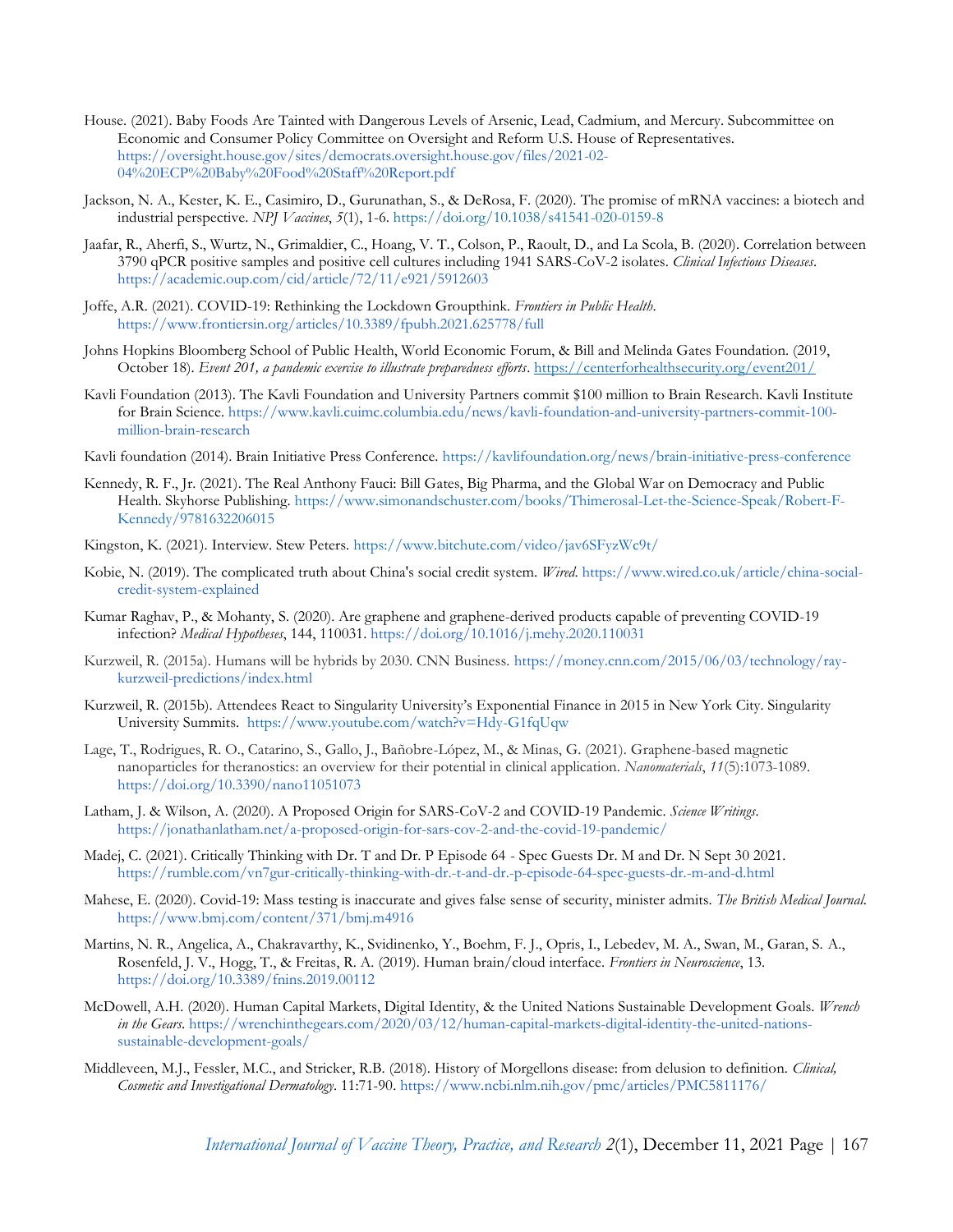House. (2021). Baby Foods Are Tainted with Dangerous Levels of Arsenic, Lead, Cadmium, and Mercury. Subcommittee on Economic and Consumer Policy Committee on Oversight and Reform U.S. House of Representatives. https://oversight.house.gov/sites/democrats.oversight.house.gov/files/2021-02-04%20ECP%20Baby%20Food%20Staff%20Report.pdf

Jackson, N. A., Kester, K. E., Casimiro, D., Gurunathan, S., & DeRosa, F. (2020). The promise of mRNA vaccines: a biotech and industrial perspective. *NPJ Vaccines*, *5*(1), 1-6. https://doi.org/10.1038/s41541-020-0159-8

Jaafar, R., Aherfi, S., Wurtz, N., Grimaldier, C., Hoang, V. T., Colson, P., Raoult, D., and La Scola, B. (2020). Correlation between 3790 qPCR positive samples and positive cell cultures including 1941 SARS-CoV-2 isolates. *Clinical Infectious Diseases*. https://academic.oup.com/cid/article/72/11/e921/5912603

Joffe, A.R. (2021). COVID-19: Rethinking the Lockdown Groupthink. *Frontiers in Public Health*. https://www.frontiersin.org/articles/10.3389/fpubh.2021.625778/full

Johns Hopkins Bloomberg School of Public Health, World Economic Forum, & Bill and Melinda Gates Foundation. (2019, October 18). *Event 201, a pandemic exercise to illustrate preparedness efforts*. https://centerforhealthsecurity.org/event201/

Kavli Foundation (2013). The Kavli Foundation and University Partners commit $100 million to Brain Research. Kavli Institute for Brain Science. https://www.kavli.cuimc.columbia.edu/news/kavli-foundation-and-university-partners-commit-100-million-brain-research

Kavli foundation (2014). Brain Initiative Press Conference. https://kavlifoundation.org/news/brain-initiative-press-conference

Kennedy, R. F., Jr. (2021). The Real Anthony Fauci: Bill Gates, Big Pharma, and the Global War on Democracy and Public Health. Skyhorse Publishing. https://www.simonandschuster.com/books/Thimerosal-Let-the-Science-Speak/Robert-F-Kennedy/9781632206015

Kingston, K. (2021). Interview. Stew Peters. https://www.bitchute.com/video/jav6SFyzWc9t/

Kobie, N. (2019). The complicated truth about China's social credit system. *Wired*. https://www.wired.co.uk/article/china-social-credit-system-explained

Kumar Raghav, P., & Mohanty, S. (2020). Are graphene and graphene-derived products capable of preventing COVID-19 infection? *Medical Hypotheses*, 144, 110031. https://doi.org/10.1016/j.mehy.2020.110031

Kurzweil, R. (2015a). Humans will be hybrids by 2030. CNN Business. https://money.cnn.com/2015/06/03/technology/ray-kurzweil-predictions/index.html

Kurzweil, R. (2015b). Attendees React to Singularity University's Exponential Finance in 2015 in New York City. Singularity University Summits. https://www.youtube.com/watch?v=Hdy-G1fqUqw

Lage, T., Rodrigues, R. O., Catarino, S., Gallo, J., Bañobre-López, M., & Minas, G. (2021). Graphene-based magnetic nanoparticles for theranostics: an overview for their potential in clinical application. *Nanomaterials*, *11*(5):1073-1089. https://doi.org/10.3390/nano11051073

Latham, J. & Wilson, A. (2020). A Proposed Origin for SARS-CoV-2 and COVID-19 Pandemic. *Science Writings*. https://jonathanlatham.net/a-proposed-origin-for-sars-cov-2-and-the-covid-19-pandemic/

Madej, C. (2021). Critically Thinking with Dr. T and Dr. P Episode 64 - Spec Guests Dr. M and Dr. N Sept 30 2021. https://rumble.com/vn7gur-critically-thinking-with-dr.-t-and-dr.-p-episode-64-spec-guests-dr.-m-and-d.html

Mahese, E. (2020). Covid-19: Mass testing is inaccurate and gives false sense of security, minister admits. *The British Medical Journal*. https://www.bmj.com/content/371/bmj.m4916

Martins, N. R., Angelica, A., Chakravarthy, K., Svidinenko, Y., Boehm, F. J., Opris, I., Lebedev, M. A., Swan, M., Garan, S. A., Rosenfeld, J. V., Hogg, T., & Freitas, R. A. (2019). Human brain/cloud interface. *Frontiers in Neuroscience*, 13. https://doi.org/10.3389/fnins.2019.00112

McDowell, A.H. (2020). Human Capital Markets, Digital Identity, & the United Nations Sustainable Development Goals. *Wrench in the Gears*. https://wrenchinthegears.com/2020/03/12/human-capital-markets-digital-identity-the-united-nations-sustainable-development-goals/

Middleveen, M.J., Fessler, M.C., and Stricker, R.B. (2018). History of Morgellons disease: from delusion to definition. *Clinical, Cosmetic and Investigational Dermatology*. 11:71-90. https://www.ncbi.nlm.nih.gov/pmc/articles/PMC5811176/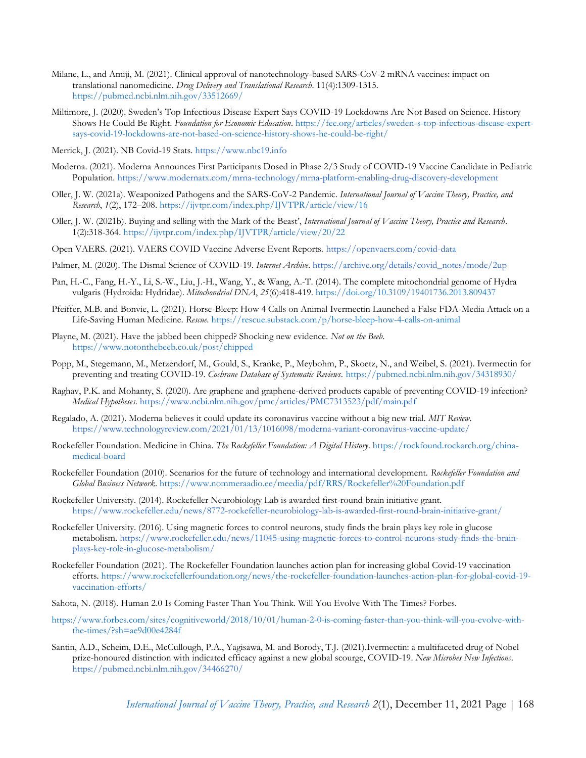Milane, L., and Amiji, M. (2021). Clinical approval of nanotechnology-based SARS-CoV-2 mRNA vaccines: impact on translational nanomedicine. *Drug Delivery and Translational Research*. 11(4):1309-1315. https://pubmed.ncbi.nlm.nih.gov/33512669/

Miltimore, J. (2020). Sweden's Top Infectious Disease Expert Says COVID-19 Lockdowns Are Not Based on Science. History Shows He Could Be Right. *Foundation for Economic Education*. https://fee.org/articles/sweden-s-top-infectious-disease-expert-says-covid-19-lockdowns-are-not-based-on-science-history-shows-he-could-be-right/

Merrick, J. (2021). NB Covid-19 Stats. https://www.nbc19.info

Moderna. (2021). Moderna Announces First Participants Dosed in Phase 2/3 Study of COVID-19 Vaccine Candidate in Pediatric Population. https://www.modernatx.com/mrna-technology/mrna-platform-enabling-drug-discovery-development

Oller, J. W. (2021a). Weaponized Pathogens and the SARS-CoV-2 Pandemic. *International Journal of Vaccine Theory, Practice, and Research*, *1*(2), 172–208. https://ijvtpr.com/index.php/IJVTPR/article/view/16

Oller, J. W. (2021b). Buying and selling with the Mark of the Beast', *International Journal of Vaccine Theory, Practice and Research*. 1(2):318-364. https://ijvtpr.com/index.php/IJVTPR/article/view/20/22

Open VAERS. (2021). VAERS COVID Vaccine Adverse Event Reports. https://openvaers.com/covid-data

Palmer, M. (2020). The Dismal Science of COVID-19. *Internet Archive*. https://archive.org/details/covid_notes/mode/2up

Pan, H.-C., Fang, H.-Y., Li, S.-W., Liu, J.-H., Wang, Y., & Wang, A.-T. (2014). The complete mitochondrial genome of Hydra vulgaris (Hydroida: Hydridae). *Mitochondrial DNA*, *25*(6):418-419. https://doi.org/10.3109/19401736.2013.809437

Pfeiffer, M.B. and Bonvie, L. (2021). Horse-Bleep: How 4 Calls on Animal Ivermectin Launched a False FDA-Media Attack on a Life-Saving Human Medicine. *Rescue*. https://rescue.substack.com/p/horse-bleep-how-4-calls-on-animal

Playne, M. (2021). Have the jabbed been chipped? Shocking new evidence. *Not on the Beeb*. https://www.notonthebeeb.co.uk/post/chipped

Popp, M., Stegemann, M., Metzendorf, M., Gould, S., Kranke, P., Meybohm, P., Skoetz, N., and Weibel, S. (2021). Ivermectin for preventing and treating COVID-19. *Cochrane Database of Systematic Reviews*. https://pubmed.ncbi.nlm.nih.gov/34318930/

Raghav, P.K. and Mohanty, S. (2020). Are graphene and graphene-derived products capable of preventing COVID-19 infection? *Medical Hypotheses*. https://www.ncbi.nlm.nih.gov/pmc/articles/PMC7313523/pdf/main.pdf

Regalado, A. (2021). Moderna believes it could update its coronavirus vaccine without a big new trial. *MIT Review*. https://www.technologyreview.com/2021/01/13/1016098/moderna-variant-coronavirus-vaccine-update/

Rockefeller Foundation. Medicine in China. *The Rockefeller Foundation: A Digital History*. https://rockfound.rockarch.org/china-medical-board

Rockefeller Foundation (2010). Scenarios for the future of technology and international development. *Rockefeller Foundation and Global Business Network*. https://www.nommeraadio.ee/meedia/pdf/RRS/Rockefeller%20Foundation.pdf

Rockefeller University. (2014). Rockefeller Neurobiology Lab is awarded first-round brain initiative grant. https://www.rockefeller.edu/news/8772-rockefeller-neurobiology-lab-is-awarded-first-round-brain-initiative-grant/

Rockefeller University. (2016). Using magnetic forces to control neurons, study finds the brain plays key role in glucose metabolism. https://www.rockefeller.edu/news/11045-using-magnetic-forces-to-control-neurons-study-finds-the-brain-plays-key-role-in-glucose-metabolism/

Rockefeller Foundation (2021). The Rockefeller Foundation launches action plan for increasing global Covid-19 vaccination efforts. https://www.rockefellerfoundation.org/news/the-rockefeller-foundation-launches-action-plan-for-global-covid-19-vaccination-efforts/

Sahota, N. (2018). Human 2.0 Is Coming Faster Than You Think. Will You Evolve With The Times? Forbes.

https://www.forbes.com/sites/cognitiveworld/2018/10/01/human-2-0-is-coming-faster-than-you-think-will-you-evolve-with-the-times/?sh=ae9d00e4284f

Santin, A.D., Scheim, D.E., McCullough, P.A., Yagisawa, M. and Borody, T.J. (2021).Ivermectin: a multifaceted drug of Nobel prize-honoured distinction with indicated efficacy against a new global scourge, COVID-19. *New Microbes New Infections*. https://pubmed.ncbi.nlm.nih.gov/34466270/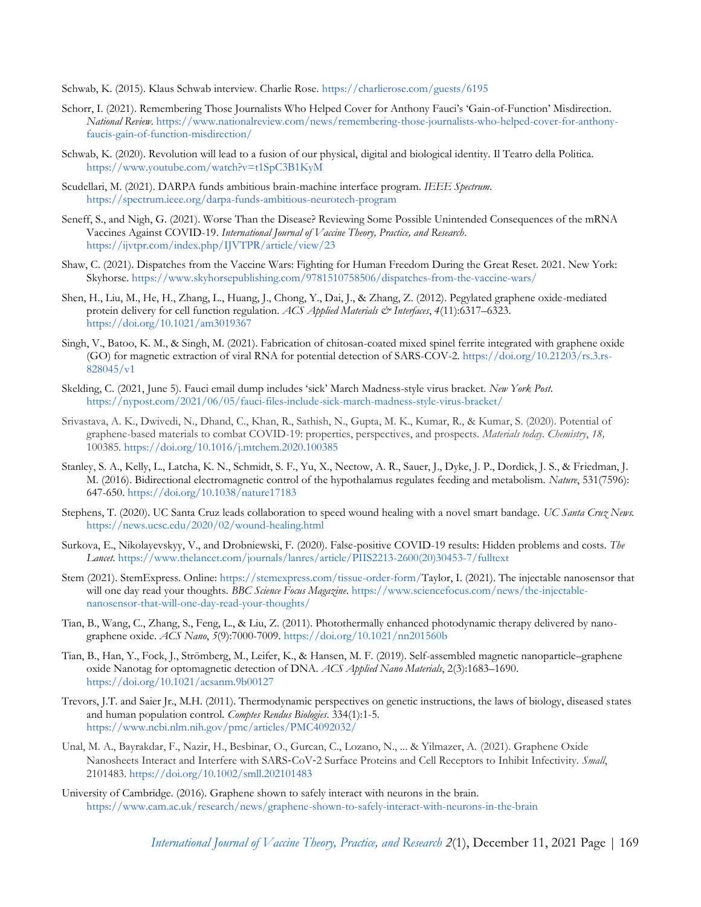Schwab, K. (2015). Klaus Schwab interview. Charlie Rose. https://charlierose.com/guests/6195

Schorr, I. (2021). Remembering Those Journalists Who Helped Cover for Anthony Fauci's 'Gain-of-Function' Misdirection. *National Review*. https://www.nationalreview.com/news/remembering-those-journalists-who-helped-cover-for-anthony-faucis-gain-of-function-misdirection/

Schwab, K. (2020). Revolution will lead to a fusion of our physical, digital and biological identity. Il Teatro della Politica. https://www.youtube.com/watch?v=t1SpC3B1KyM

Scudellari, M. (2021). DARPA funds ambitious brain-machine interface program. *IEEE Spectrum*. https://spectrum.ieee.org/darpa-funds-ambitious-neurotech-program

Seneff, S., and Nigh, G. (2021). Worse Than the Disease? Reviewing Some Possible Unintended Consequences of the mRNA Vaccines Against COVID-19. *International Journal of Vaccine Theory, Practice, and Research*. https://ijvtpr.com/index.php/IJVTPR/article/view/23

Shaw, C. (2021). Dispatches from the Vaccine Wars: Fighting for Human Freedom During the Great Reset. 2021. New York: Skyhorse. https://www.skyhorsepublishing.com/9781510758506/dispatches-from-the-vaccine-wars/

Shen, H., Liu, M., He, H., Zhang, L., Huang, J., Chong, Y., Dai, J., & Zhang, Z. (2012). Pegylated graphene oxide-mediated protein delivery for cell function regulation. *ACS Applied Materials & Interfaces*, *4*(11):6317–6323. https://doi.org/10.1021/am3019367

Singh, V., Batoo, K. M., & Singh, M. (2021). Fabrication of chitosan-coated mixed spinel ferrite integrated with graphene oxide (GO) for magnetic extraction of viral RNA for potential detection of SARS-COV-2. https://doi.org/10.21203/rs.3.rs-828045/v1

Skelding, C. (2021, June 5). Fauci email dump includes 'sick' March Madness-style virus bracket. *New York Post*. https://nypost.com/2021/06/05/fauci-files-include-sick-march-madness-style-virus-bracket/

Srivastava, A. K., Dwivedi, N., Dhand, C., Khan, R., Sathish, N., Gupta, M. K., Kumar, R., & Kumar, S. (2020). Potential of graphene-based materials to combat COVID-19: properties, perspectives, and prospects. *Materials today. Chemistry*, *18,* 100385. https://doi.org/10.1016/j.mtchem.2020.100385

Stanley, S. A., Kelly, L., Latcha, K. N., Schmidt, S. F., Yu, X., Nectow, A. R., Sauer, J., Dyke, J. P., Dordick, J. S., & Friedman, J. M. (2016). Bidirectional electromagnetic control of the hypothalamus regulates feeding and metabolism. *Nature*, 531(7596): 647-650. https://doi.org/10.1038/nature17183

Stephens, T. (2020). UC Santa Cruz leads collaboration to speed wound healing with a novel smart bandage. *UC Santa Cruz News*. https://news.ucsc.edu/2020/02/wound-healing.html

Surkova, E., Nikolayevskyy, V., and Drobniewski, F. (2020). False-positive COVID-19 results: Hidden problems and costs. *The Lancet*. https://www.thelancet.com/journals/lanres/article/PIIS2213-2600(20)30453-7/fulltext

Stem (2021). StemExpress. Online: https://stemexpress.com/tissue-order-form/Taylor, I. (2021). The injectable nanosensor that will one day read your thoughts. *BBC Science Focus Magazine*. https://www.sciencefocus.com/news/the-injectable-nanosensor-that-will-one-day-read-your-thoughts/

Tian, B., Wang, C., Zhang, S., Feng, L., & Liu, Z. (2011). Photothermally enhanced photodynamic therapy delivered by nano-graphene oxide. *ACS Nano*, *5*(9):7000-7009. https://doi.org/10.1021/nn201560b

Tian, B., Han, Y., Fock, J., Strömberg, M., Leifer, K., & Hansen, M. F. (2019). Self-assembled magnetic nanoparticle–graphene oxide Nanotag for optomagnetic detection of DNA. *ACS Applied Nano Materials*, 2(3):1683–1690. https://doi.org/10.1021/acsanm.9b00127

Trevors, J.T. and Saier Jr., M.H. (2011). Thermodynamic perspectives on genetic instructions, the laws of biology, diseased states and human population control. *Comptes Rendus Biologies*. 334(1):1-5. https://www.ncbi.nlm.nih.gov/pmc/articles/PMC4092032/

Unal, M. A., Bayrakdar, F., Nazir, H., Besbinar, O., Gurcan, C., Lozano, N., ... & Yilmazer, A. (2021). Graphene Oxide Nanosheets Interact and Interfere with SARS-CoV-2 Surface Proteins and Cell Receptors to Inhibit Infectivity. *Small*, 2101483. https://doi.org/10.1002/smll.202101483

University of Cambridge. (2016). Graphene shown to safely interact with neurons in the brain. https://www.cam.ac.uk/research/news/graphene-shown-to-safely-interact-with-neurons-in-the-brain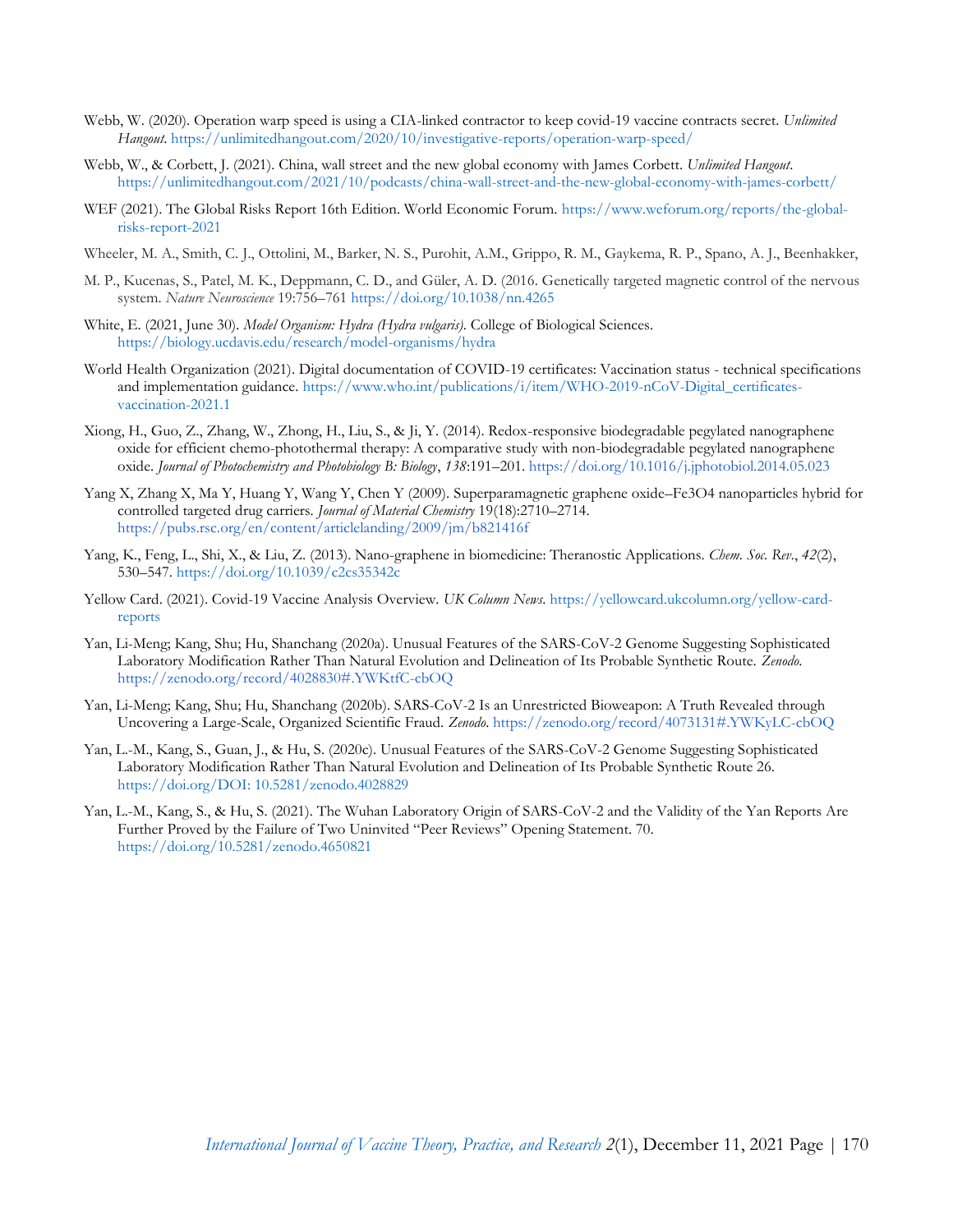Webb, W. (2020). Operation warp speed is using a CIA-linked contractor to keep covid-19 vaccine contracts secret. *Unlimited Hangout*. https://unlimitedhangout.com/2020/10/investigative-reports/operation-warp-speed/

Webb, W., & Corbett, J. (2021). China, wall street and the new global economy with James Corbett. *Unlimited Hangout*. https://unlimitedhangout.com/2021/10/podcasts/china-wall-street-and-the-new-global-economy-with-james-corbett/

WEF (2021). The Global Risks Report 16th Edition. World Economic Forum. https://www.weforum.org/reports/the-global-risks-report-2021

Wheeler, M. A., Smith, C. J., Ottolini, M., Barker, N. S., Purohit, A.M., Grippo, R. M., Gaykema, R. P., Spano, A. J., Beenhakker,

M. P., Kucenas, S., Patel, M. K., Deppmann, C. D., and Güler, A. D. (2016. Genetically targeted magnetic control of the nervous system. *Nature Neuroscience* 19:756–761 https://doi.org/10.1038/nn.4265

White, E. (2021, June 30). *Model Organism: Hydra (Hydra vulgaris)*. College of Biological Sciences. https://biology.ucdavis.edu/research/model-organisms/hydra

World Health Organization (2021). Digital documentation of COVID-19 certificates: Vaccination status - technical specifications and implementation guidance. https://www.who.int/publications/i/item/WHO-2019-nCoV-Digital_certificates-vaccination-2021.1

Xiong, H., Guo, Z., Zhang, W., Zhong, H., Liu, S., & Ji, Y. (2014). Redox-responsive biodegradable pegylated nanographene oxide for efficient chemo-photothermal therapy: A comparative study with non-biodegradable pegylated nanographene oxide. *Journal of Photochemistry and Photobiology B: Biology*, *138*:191–201. https://doi.org/10.1016/j.jphotobiol.2014.05.023

Yang X, Zhang X, Ma Y, Huang Y, Wang Y, Chen Y (2009). Superparamagnetic graphene oxide–Fe3O4 nanoparticles hybrid for controlled targeted drug carriers. *Journal of Material Chemistry* 19(18):2710–2714. https://pubs.rsc.org/en/content/articlelanding/2009/jm/b821416f

Yang, K., Feng, L., Shi, X., & Liu, Z. (2013). Nano-graphene in biomedicine: Theranostic Applications. *Chem. Soc. Rev.*, *42*(2), 530–547. https://doi.org/10.1039/c2cs35342c

Yellow Card. (2021). Covid-19 Vaccine Analysis Overview. *UK Column News*. https://yellowcard.ukcolumn.org/yellow-card-reports

Yan, Li-Meng; Kang, Shu; Hu, Shanchang (2020a). Unusual Features of the SARS-CoV-2 Genome Suggesting Sophisticated Laboratory Modification Rather Than Natural Evolution and Delineation of Its Probable Synthetic Route. *Zenodo*. https://zenodo.org/record/4028830#.YWKtfC-cbOQ

Yan, Li-Meng; Kang, Shu; Hu, Shanchang (2020b). SARS-CoV-2 Is an Unrestricted Bioweapon: A Truth Revealed through Uncovering a Large-Scale, Organized Scientific Fraud. *Zenodo*. https://zenodo.org/record/4073131#.YWKyLC-cbOQ

Yan, L.-M., Kang, S., Guan, J., & Hu, S. (2020c). Unusual Features of the SARS-CoV-2 Genome Suggesting Sophisticated Laboratory Modification Rather Than Natural Evolution and Delineation of Its Probable Synthetic Route 26. https://doi.org/DOI: 10.5281/zenodo.4028829

Yan, L.-M., Kang, S., & Hu, S. (2021). The Wuhan Laboratory Origin of SARS-CoV-2 and the Validity of the Yan Reports Are Further Proved by the Failure of Two Uninvited "Peer Reviews" Opening Statement. 70. https://doi.org/10.5281/zenodo.4650821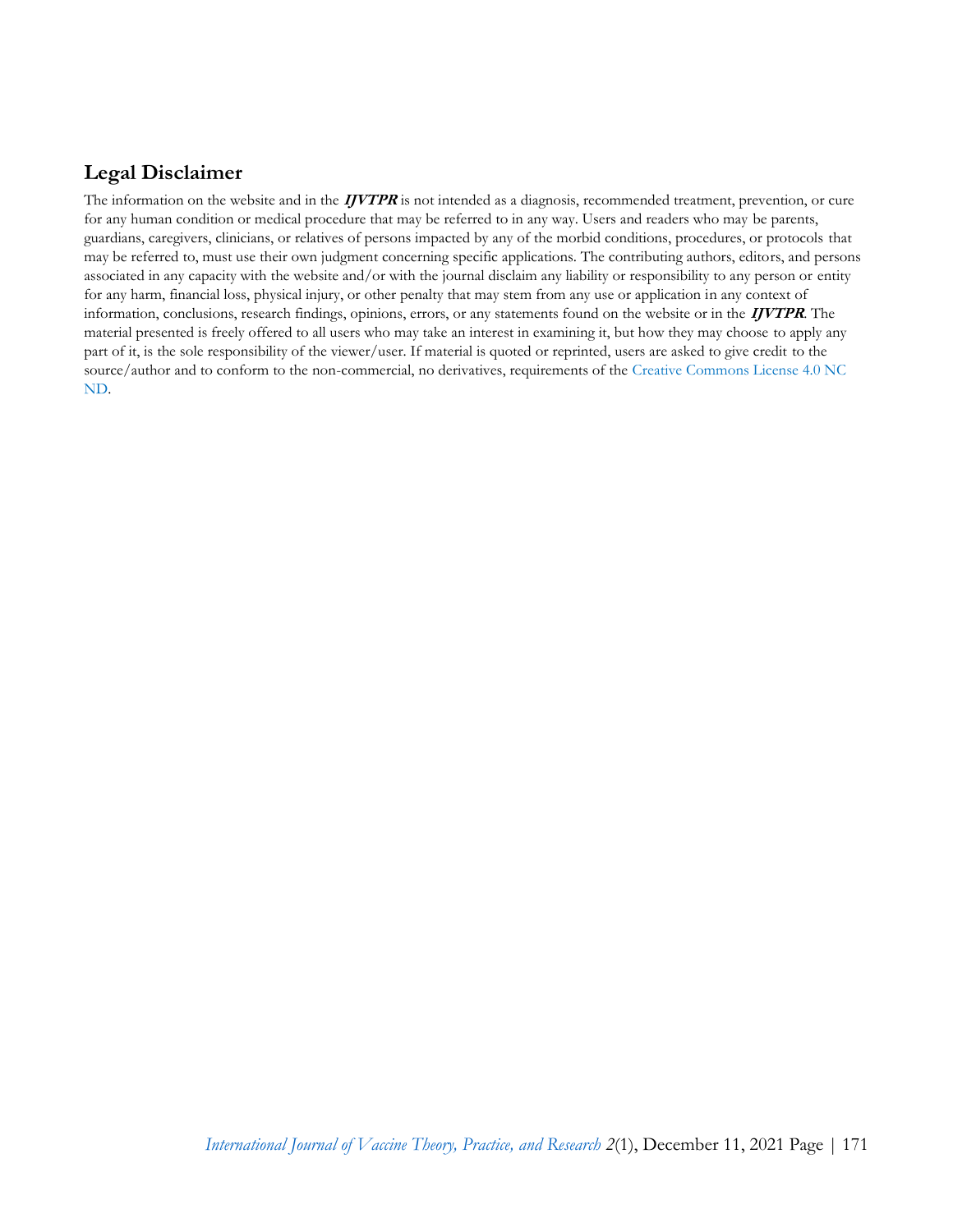## Legal Disclaimer

The information on the website and in the ***IJVTPR*** is not intended as a diagnosis, recommended treatment, prevention, or cure for any human condition or medical procedure that may be referred to in any way. Users and readers who may be parents, guardians, caregivers, clinicians, or relatives of persons impacted by any of the morbid conditions, procedures, or protocols that may be referred to, must use their own judgment concerning specific applications. The contributing authors, editors, and persons associated in any capacity with the website and/or with the journal disclaim any liability or responsibility to any person or entity for any harm, financial loss, physical injury, or other penalty that may stem from any use or application in any context of information, conclusions, research findings, opinions, errors, or any statements found on the website or in the ***IJVTPR***. The material presented is freely offered to all users who may take an interest in examining it, but how they may choose to apply any part of it, is the sole responsibility of the viewer/user. If material is quoted or reprinted, users are asked to give credit to the source/author and to conform to the non-commercial, no derivatives, requirements of the Creative Commons License 4.0 NC ND.